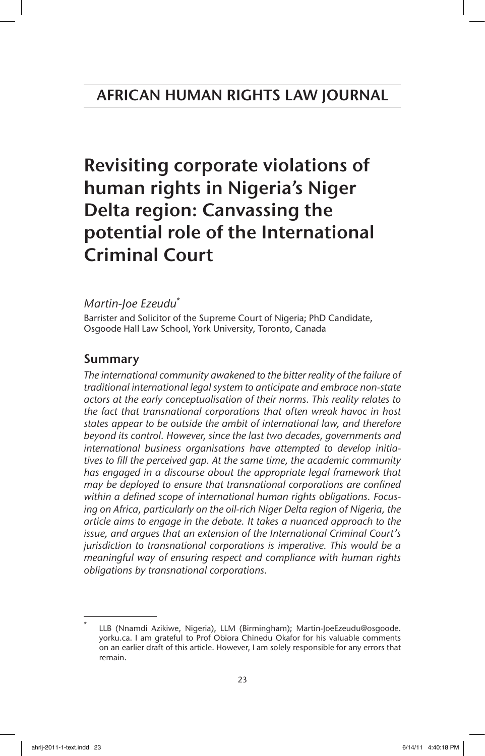# AFRICAN HUMAN RIGHTS LAW JOURNAL

# Revisiting corporate violations of human rights in Nigeria's Niger Delta region: Canvassing the potential role of the International Criminal Court

*Martin-Joe Ezeudu*[*]

Barrister and Solicitor of the Supreme Court of Nigeria; PhD Candidate, Osgoode Hall Law School, York University, Toronto, Canada

## Summary

*The international community awakened to the bitter reality of the failure of traditional international legal system to anticipate and embrace non-state actors at the early conceptualisation of their norms. This reality relates to the fact that transnational corporations that often wreak havoc in host states appear to be outside the ambit of international law, and therefore beyond its control. However, since the last two decades, governments and international business organisations have attempted to develop initiatives to fill the perceived gap. At the same time, the academic community has engaged in a discourse about the appropriate legal framework that may be deployed to ensure that transnational corporations are confined within a defined scope of international human rights obligations. Focusing on Africa, particularly on the oil-rich Niger Delta region of Nigeria, the article aims to engage in the debate. It takes a nuanced approach to the issue, and argues that an extension of the International Criminal Court's jurisdiction to transnational corporations is imperative. This would be a meaningful way of ensuring respect and compliance with human rights obligations by transnational corporations.*

---

[*] LLB (Nnamdi Azikiwe, Nigeria), LLM (Birmingham); Martin-JoeEzeudu@osgoode.yorku.ca. I am grateful to Prof Obiora Chinedu Okafor for his valuable comments on an earlier draft of this article. However, I am solely responsible for any errors that remain.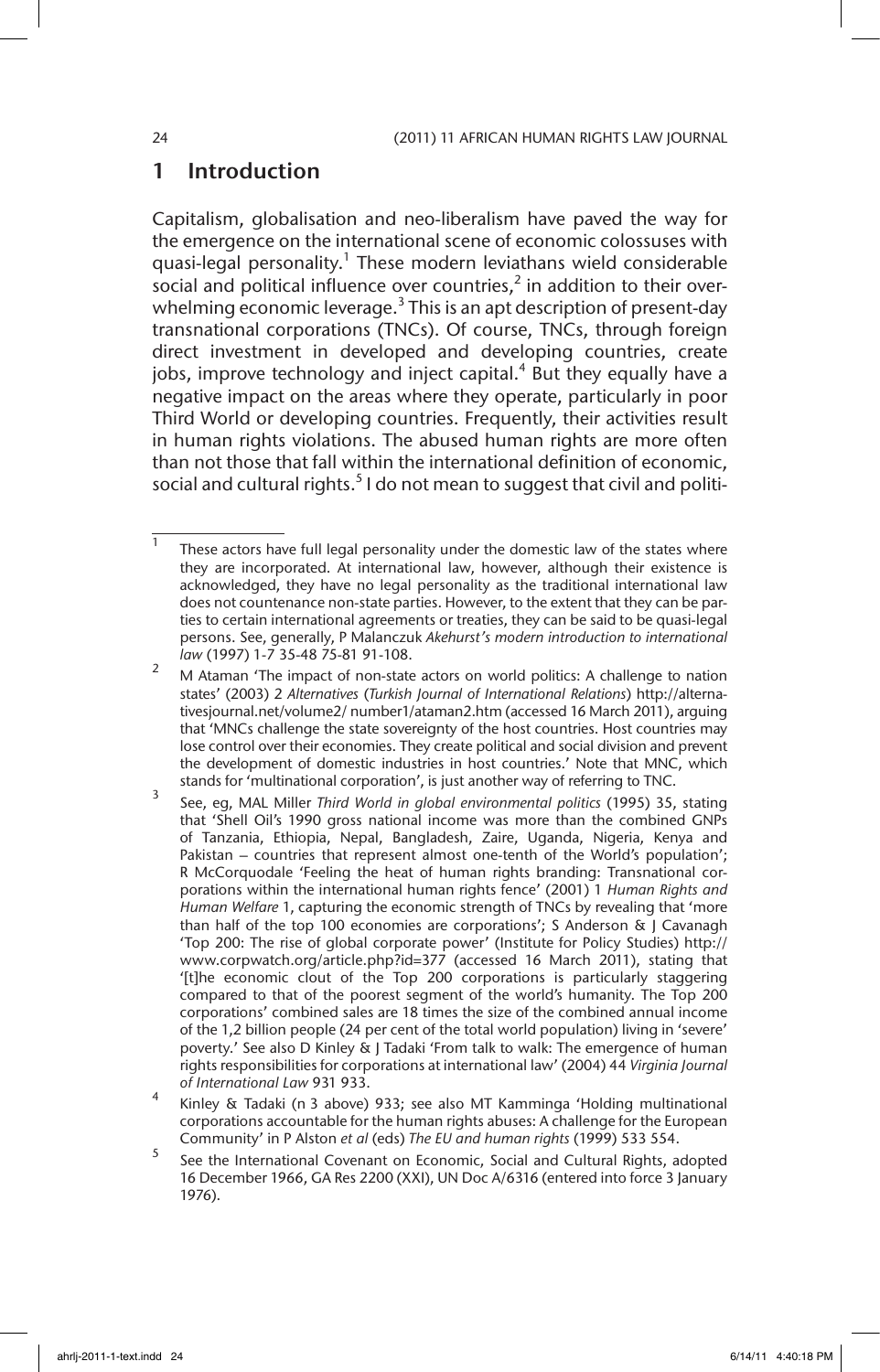## 1 Introduction

Capitalism, globalisation and neo-liberalism have paved the way for the emergence on the international scene of economic colossuses with quasi-legal personality.[1] These modern leviathans wield considerable social and political influence over countries,[2] in addition to their overwhelming economic leverage.[3] This is an apt description of present-day transnational corporations (TNCs). Of course, TNCs, through foreign direct investment in developed and developing countries, create jobs, improve technology and inject capital.[4] But they equally have a negative impact on the areas where they operate, particularly in poor Third World or developing countries. Frequently, their activities result in human rights violations. The abused human rights are more often than not those that fall within the international definition of economic, social and cultural rights.[5] I do not mean to suggest that civil and politi-

---

1 These actors have full legal personality under the domestic law of the states where they are incorporated. At international law, however, although their existence is acknowledged, they have no legal personality as the traditional international law does not countenance non-state parties. However, to the extent that they can be parties to certain international agreements or treaties, they can be said to be quasi-legal persons. See, generally, P Malanczuk *Akehurst's modern introduction to international law* (1997) 1-7 35-48 75-81 91-108.

2 M Ataman 'The impact of non-state actors on world politics: A challenge to nation states' (2003) 2 *Alternatives* (*Turkish Journal of International Relations*) http://alternativesjournal.net/volume2/ number1/ataman2.htm (accessed 16 March 2011), arguing that 'MNCs challenge the state sovereignty of the host countries. Host countries may lose control over their economies. They create political and social division and prevent the development of domestic industries in host countries.' Note that MNC, which stands for 'multinational corporation', is just another way of referring to TNC.

3 See, eg, MAL Miller *Third World in global environmental politics* (1995) 35, stating that 'Shell Oil's 1990 gross national income was more than the combined GNPs of Tanzania, Ethiopia, Nepal, Bangladesh, Zaire, Uganda, Nigeria, Kenya and Pakistan – countries that represent almost one-tenth of the World's population'; R McCorquodale 'Feeling the heat of human rights branding: Transnational corporations within the international human rights fence' (2001) 1 *Human Rights and Human Welfare* 1, capturing the economic strength of TNCs by revealing that 'more than half of the top 100 economies are corporations'; S Anderson & J Cavanagh 'Top 200: The rise of global corporate power' (Institute for Policy Studies) http://www.corpwatch.org/article.php?id=377 (accessed 16 March 2011), stating that '[t]he economic clout of the Top 200 corporations is particularly staggering compared to that of the poorest segment of the world's humanity. The Top 200 corporations' combined sales are 18 times the size of the combined annual income of the 1,2 billion people (24 per cent of the total world population) living in 'severe' poverty.' See also D Kinley & J Tadaki 'From talk to walk: The emergence of human rights responsibilities for corporations at international law' (2004) 44 *Virginia Journal of International Law* 931 933.

4 Kinley & Tadaki (n 3 above) 933; see also MT Kamminga 'Holding multinational corporations accountable for the human rights abuses: A challenge for the European Community' in P Alston *et al* (eds) *The EU and human rights* (1999) 533 554.

5 See the International Covenant on Economic, Social and Cultural Rights, adopted 16 December 1966, GA Res 2200 (XXI), UN Doc A/6316 (entered into force 3 January 1976).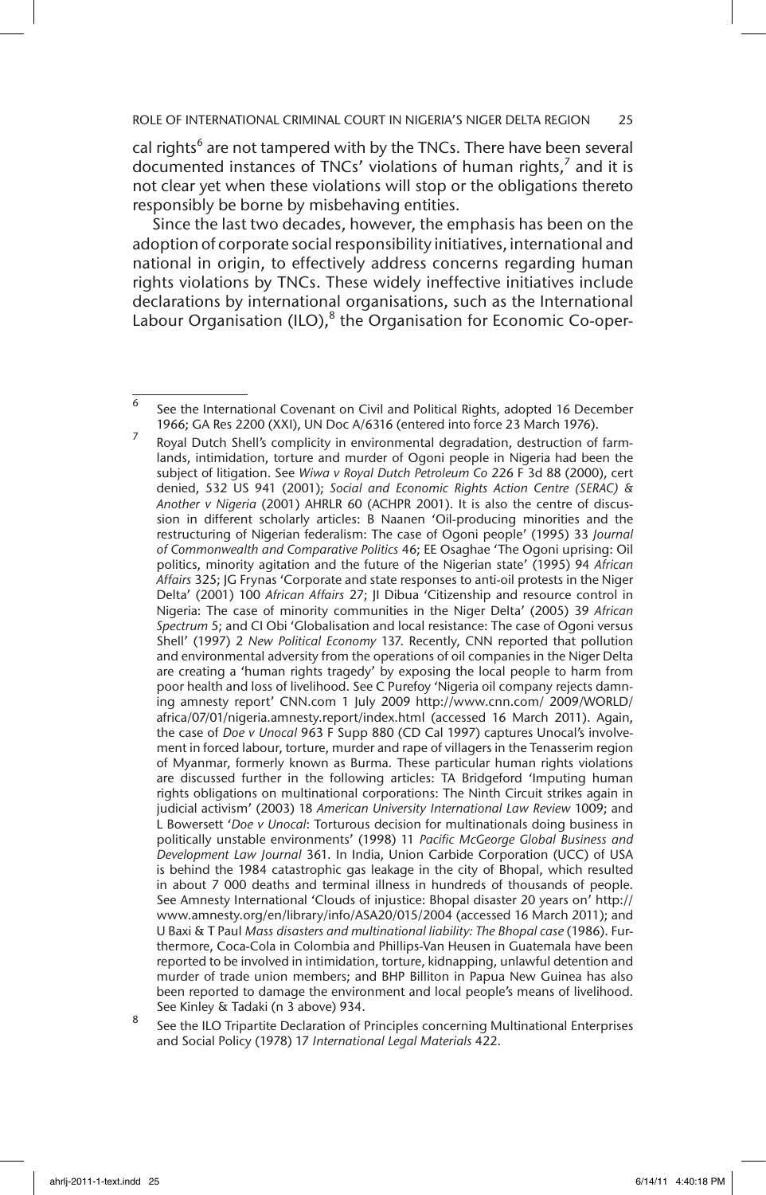cal rights[6] are not tampered with by the TNCs. There have been several documented instances of TNCs' violations of human rights,[7] and it is not clear yet when these violations will stop or the obligations thereto responsibly be borne by misbehaving entities.

Since the last two decades, however, the emphasis has been on the adoption of corporate social responsibility initiatives, international and national in origin, to effectively address concerns regarding human rights violations by TNCs. These widely ineffective initiatives include declarations by international organisations, such as the International Labour Organisation (ILO),[8] the Organisation for Economic Co-oper-

---

[6] See the International Covenant on Civil and Political Rights, adopted 16 December 1966; GA Res 2200 (XXI), UN Doc A/6316 (entered into force 23 March 1976).

[7] Royal Dutch Shell's complicity in environmental degradation, destruction of farmlands, intimidation, torture and murder of Ogoni people in Nigeria had been the subject of litigation. See *Wiwa v Royal Dutch Petroleum Co* 226 F 3d 88 (2000), cert denied, 532 US 941 (2001); *Social and Economic Rights Action Centre (SERAC) & Another v Nigeria* (2001) AHRLR 60 (ACHPR 2001). It is also the centre of discussion in different scholarly articles: B Naanen 'Oil-producing minorities and the restructuring of Nigerian federalism: The case of Ogoni people' (1995) 33 *Journal of Commonwealth and Comparative Politics* 46; EE Osaghae 'The Ogoni uprising: Oil politics, minority agitation and the future of the Nigerian state' (1995) 94 *African Affairs* 325; JG Frynas 'Corporate and state responses to anti-oil protests in the Niger Delta' (2001) 100 *African Affairs* 27; JI Dibua 'Citizenship and resource control in Nigeria: The case of minority communities in the Niger Delta' (2005) 39 *African Spectrum* 5; and CI Obi 'Globalisation and local resistance: The case of Ogoni versus Shell' (1997) 2 *New Political Economy* 137. Recently, CNN reported that pollution and environmental adversity from the operations of oil companies in the Niger Delta are creating a 'human rights tragedy' by exposing the local people to harm from poor health and loss of livelihood. See C Purefoy 'Nigeria oil company rejects damning amnesty report' CNN.com 1 July 2009 http://www.cnn.com/ 2009/WORLD/africa/07/01/nigeria.amnesty.report/index.html (accessed 16 March 2011). Again, the case of *Doe v Unocal* 963 F Supp 880 (CD Cal 1997) captures Unocal's involvement in forced labour, torture, murder and rape of villagers in the Tenasserim region of Myanmar, formerly known as Burma. These particular human rights violations are discussed further in the following articles: TA Bridgeford 'Imputing human rights obligations on multinational corporations: The Ninth Circuit strikes again in judicial activism' (2003) 18 *American University International Law Review* 1009; and L Bowersett '*Doe v Unocal*: Torturous decision for multinationals doing business in politically unstable environments' (1998) 11 *Pacific McGeorge Global Business and Development Law Journal* 361. In India, Union Carbide Corporation (UCC) of USA is behind the 1984 catastrophic gas leakage in the city of Bhopal, which resulted in about 7 000 deaths and terminal illness in hundreds of thousands of people. See Amnesty International 'Clouds of injustice: Bhopal disaster 20 years on' http://www.amnesty.org/en/library/info/ASA20/015/2004 (accessed 16 March 2011); and U Baxi & T Paul *Mass disasters and multinational liability: The Bhopal case* (1986). Furthermore, Coca-Cola in Colombia and Phillips-Van Heusen in Guatemala have been reported to be involved in intimidation, torture, kidnapping, unlawful detention and murder of trade union members; and BHP Billiton in Papua New Guinea has also been reported to damage the environment and local people's means of livelihood. See Kinley & Tadaki (n 3 above) 934.

[8] See the ILO Tripartite Declaration of Principles concerning Multinational Enterprises and Social Policy (1978) 17 *International Legal Materials* 422.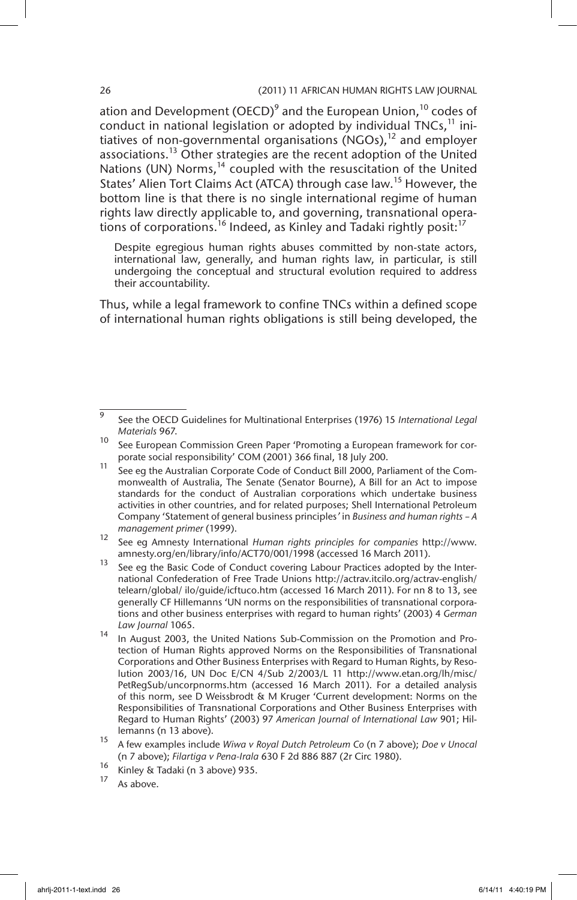ation and Development (OECD)[9] and the European Union,[10] codes of conduct in national legislation or adopted by individual TNCs,[11] initiatives of non-governmental organisations (NGOs),[12] and employer associations.[13] Other strategies are the recent adoption of the United Nations (UN) Norms,[14] coupled with the resuscitation of the United States' Alien Tort Claims Act (ATCA) through case law.[15] However, the bottom line is that there is no single international regime of human rights law directly applicable to, and governing, transnational operations of corporations.[16] Indeed, as Kinley and Tadaki rightly posit:[17]

> Despite egregious human rights abuses committed by non-state actors, international law, generally, and human rights law, in particular, is still undergoing the conceptual and structural evolution required to address their accountability.

Thus, while a legal framework to confine TNCs within a defined scope of international human rights obligations is still being developed, the

---

[9] See the OECD Guidelines for Multinational Enterprises (1976) 15 *International Legal Materials* 967.

[10] See European Commission Green Paper 'Promoting a European framework for corporate social responsibility' COM (2001) 366 final, 18 July 200.

[11] See eg the Australian Corporate Code of Conduct Bill 2000, Parliament of the Commonwealth of Australia, The Senate (Senator Bourne), A Bill for an Act to impose standards for the conduct of Australian corporations which undertake business activities in other countries, and for related purposes; Shell International Petroleum Company 'Statement of general business principles' in *Business and human rights – A management primer* (1999).

[12] See eg Amnesty International *Human rights principles for companies* http://www.amnesty.org/en/library/info/ACT70/001/1998 (accessed 16 March 2011).

[13] See eg the Basic Code of Conduct covering Labour Practices adopted by the International Confederation of Free Trade Unions http://actrav.itcilo.org/actrav-english/telearn/global/ ilo/guide/icftuco.htm (accessed 16 March 2011). For nn 8 to 13, see generally CF Hillemanns 'UN norms on the responsibilities of transnational corporations and other business enterprises with regard to human rights' (2003) 4 *German Law Journal* 1065.

[14] In August 2003, the United Nations Sub-Commission on the Promotion and Protection of Human Rights approved Norms on the Responsibilities of Transnational Corporations and Other Business Enterprises with Regard to Human Rights, by Resolution 2003/16, UN Doc E/CN 4/Sub 2/2003/L 11 http://www.etan.org/lh/misc/PetRegSub/uncorpnorms.htm (accessed 16 March 2011). For a detailed analysis of this norm, see D Weissbrodt & M Kruger 'Current development: Norms on the Responsibilities of Transnational Corporations and Other Business Enterprises with Regard to Human Rights' (2003) 97 *American Journal of International Law* 901; Hillemanns (n 13 above).

[15] A few examples include *Wiwa v Royal Dutch Petroleum Co* (n 7 above); *Doe v Unocal* (n 7 above); *Filartiga v Pena-Irala* 630 F 2d 886 887 (2r Circ 1980).

[16] Kinley & Tadaki (n 3 above) 935.

[17] As above.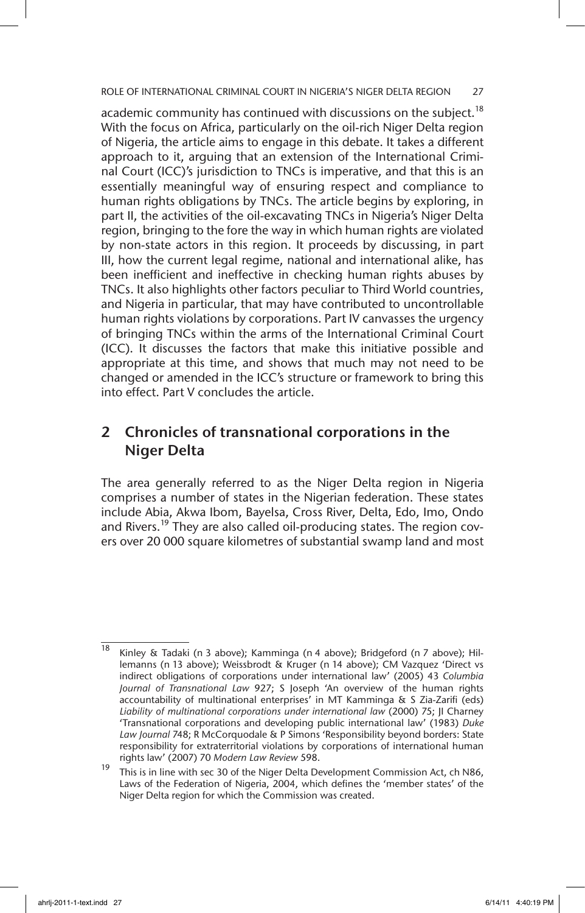academic community has continued with discussions on the subject.[18] With the focus on Africa, particularly on the oil-rich Niger Delta region of Nigeria, the article aims to engage in this debate. It takes a different approach to it, arguing that an extension of the International Criminal Court (ICC)'s jurisdiction to TNCs is imperative, and that this is an essentially meaningful way of ensuring respect and compliance to human rights obligations by TNCs. The article begins by exploring, in part II, the activities of the oil-excavating TNCs in Nigeria's Niger Delta region, bringing to the fore the way in which human rights are violated by non-state actors in this region. It proceeds by discussing, in part III, how the current legal regime, national and international alike, has been inefficient and ineffective in checking human rights abuses by TNCs. It also highlights other factors peculiar to Third World countries, and Nigeria in particular, that may have contributed to uncontrollable human rights violations by corporations. Part IV canvasses the urgency of bringing TNCs within the arms of the International Criminal Court (ICC). It discusses the factors that make this initiative possible and appropriate at this time, and shows that much may not need to be changed or amended in the ICC's structure or framework to bring this into effect. Part V concludes the article.

## 2 Chronicles of transnational corporations in the Niger Delta

The area generally referred to as the Niger Delta region in Nigeria comprises a number of states in the Nigerian federation. These states include Abia, Akwa Ibom, Bayelsa, Cross River, Delta, Edo, Imo, Ondo and Rivers.[19] They are also called oil-producing states. The region covers over 20 000 square kilometres of substantial swamp land and most

---

18 Kinley & Tadaki (n 3 above); Kamminga (n 4 above); Bridgeford (n 7 above); Hillemanns (n 13 above); Weissbrodt & Kruger (n 14 above); CM Vazquez 'Direct vs indirect obligations of corporations under international law' (2005) 43 *Columbia Journal of Transnational Law* 927; S Joseph 'An overview of the human rights accountability of multinational enterprises' in MT Kamminga & S Zia-Zarifi (eds) *Liability of multinational corporations under international law* (2000) 75; JI Charney 'Transnational corporations and developing public international law' (1983) *Duke Law Journal* 748; R McCorquodale & P Simons 'Responsibility beyond borders: State responsibility for extraterritorial violations by corporations of international human rights law' (2007) 70 *Modern Law Review* 598.

19 This is in line with sec 30 of the Niger Delta Development Commission Act, ch N86, Laws of the Federation of Nigeria, 2004, which defines the 'member states' of the Niger Delta region for which the Commission was created.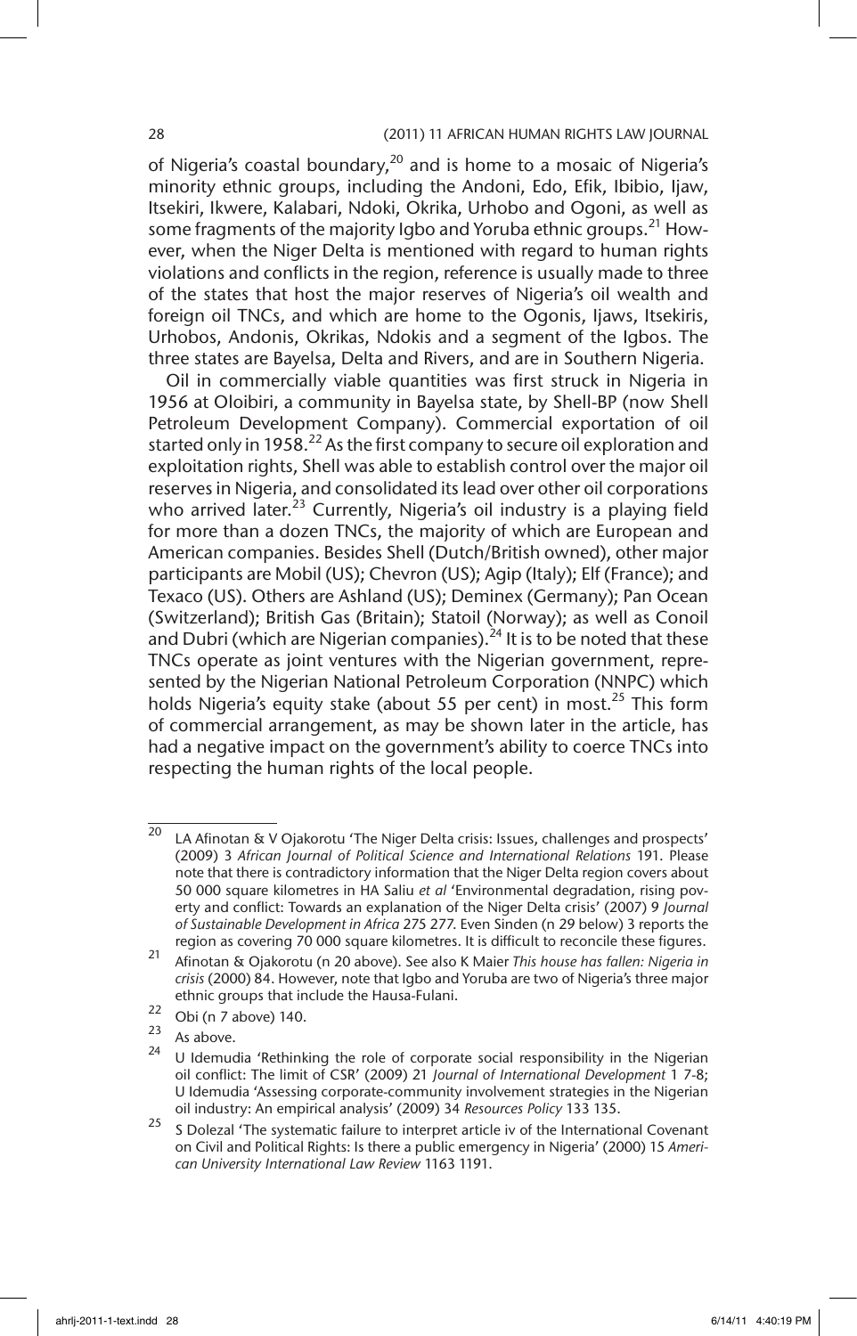of Nigeria's coastal boundary,[20] and is home to a mosaic of Nigeria's minority ethnic groups, including the Andoni, Edo, Efik, Ibibio, Ijaw, Itsekiri, Ikwere, Kalabari, Ndoki, Okrika, Urhobo and Ogoni, as well as some fragments of the majority Igbo and Yoruba ethnic groups.[21] However, when the Niger Delta is mentioned with regard to human rights violations and conflicts in the region, reference is usually made to three of the states that host the major reserves of Nigeria's oil wealth and foreign oil TNCs, and which are home to the Ogonis, Ijaws, Itsekiris, Urhobos, Andonis, Okrikas, Ndokis and a segment of the Igbos. The three states are Bayelsa, Delta and Rivers, and are in Southern Nigeria.

Oil in commercially viable quantities was first struck in Nigeria in 1956 at Oloibiri, a community in Bayelsa state, by Shell-BP (now Shell Petroleum Development Company). Commercial exportation of oil started only in 1958.[22] As the first company to secure oil exploration and exploitation rights, Shell was able to establish control over the major oil reserves in Nigeria, and consolidated its lead over other oil corporations who arrived later.[23] Currently, Nigeria's oil industry is a playing field for more than a dozen TNCs, the majority of which are European and American companies. Besides Shell (Dutch/British owned), other major participants are Mobil (US); Chevron (US); Agip (Italy); Elf (France); and Texaco (US). Others are Ashland (US); Deminex (Germany); Pan Ocean (Switzerland); British Gas (Britain); Statoil (Norway); as well as Conoil and Dubri (which are Nigerian companies).[24] It is to be noted that these TNCs operate as joint ventures with the Nigerian government, represented by the Nigerian National Petroleum Corporation (NNPC) which holds Nigeria's equity stake (about 55 per cent) in most.[25] This form of commercial arrangement, as may be shown later in the article, has had a negative impact on the government's ability to coerce TNCs into respecting the human rights of the local people.

---

[20] LA Afinotan & V Ojakorotu 'The Niger Delta crisis: Issues, challenges and prospects' (2009) 3 *African Journal of Political Science and International Relations* 191. Please note that there is contradictory information that the Niger Delta region covers about 50 000 square kilometres in HA Saliu *et al* 'Environmental degradation, rising poverty and conflict: Towards an explanation of the Niger Delta crisis' (2007) 9 *Journal of Sustainable Development in Africa* 275 277. Even Sinden (n 29 below) 3 reports the region as covering 70 000 square kilometres. It is difficult to reconcile these figures.

[21] Afinotan & Ojakorotu (n 20 above). See also K Maier *This house has fallen: Nigeria in crisis* (2000) 84. However, note that Igbo and Yoruba are two of Nigeria's three major ethnic groups that include the Hausa-Fulani.

[22] Obi (n 7 above) 140.

[23] As above.

[24] U Idemudia 'Rethinking the role of corporate social responsibility in the Nigerian oil conflict: The limit of CSR' (2009) 21 *Journal of International Development* 1 7-8; U Idemudia 'Assessing corporate-community involvement strategies in the Nigerian oil industry: An empirical analysis' (2009) 34 *Resources Policy* 133 135.

[25] S Dolezal 'The systematic failure to interpret article iv of the International Covenant on Civil and Political Rights: Is there a public emergency in Nigeria' (2000) 15 *American University International Law Review* 1163 1191.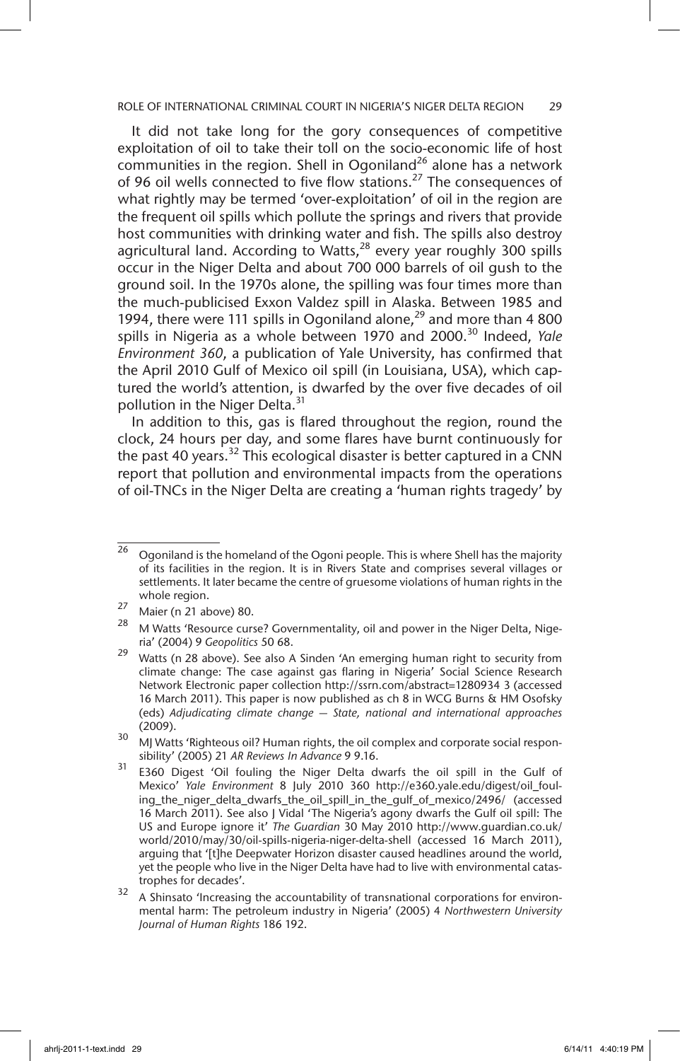It did not take long for the gory consequences of competitive exploitation of oil to take their toll on the socio-economic life of host communities in the region. Shell in Ogoniland[26] alone has a network of 96 oil wells connected to five flow stations.[27] The consequences of what rightly may be termed 'over-exploitation' of oil in the region are the frequent oil spills which pollute the springs and rivers that provide host communities with drinking water and fish. The spills also destroy agricultural land. According to Watts,[28] every year roughly 300 spills occur in the Niger Delta and about 700 000 barrels of oil gush to the ground soil. In the 1970s alone, the spilling was four times more than the much-publicised Exxon Valdez spill in Alaska. Between 1985 and 1994, there were 111 spills in Ogoniland alone,[29] and more than 4 800 spills in Nigeria as a whole between 1970 and 2000.[30] Indeed, *Yale Environment 360*, a publication of Yale University, has confirmed that the April 2010 Gulf of Mexico oil spill (in Louisiana, USA), which captured the world's attention, is dwarfed by the over five decades of oil pollution in the Niger Delta.[31]

In addition to this, gas is flared throughout the region, round the clock, 24 hours per day, and some flares have burnt continuously for the past 40 years.[32] This ecological disaster is better captured in a CNN report that pollution and environmental impacts from the operations of oil-TNCs in the Niger Delta are creating a 'human rights tragedy' by

---

[26] Ogoniland is the homeland of the Ogoni people. This is where Shell has the majority of its facilities in the region. It is in Rivers State and comprises several villages or settlements. It later became the centre of gruesome violations of human rights in the whole region.

[27] Maier (n 21 above) 80.

[28] M Watts 'Resource curse? Governmentality, oil and power in the Niger Delta, Nigeria' (2004) 9 *Geopolitics* 50 68.

[29] Watts (n 28 above). See also A Sinden 'An emerging human right to security from climate change: The case against gas flaring in Nigeria' Social Science Research Network Electronic paper collection http://ssrn.com/abstract=1280934 3 (accessed 16 March 2011). This paper is now published as ch 8 in WCG Burns & HM Osofsky (eds) *Adjudicating climate change — State, national and international approaches* (2009).

[30] MJ Watts 'Righteous oil? Human rights, the oil complex and corporate social responsibility' (2005) 21 *AR Reviews In Advance* 9 9.16.

[31] E360 Digest 'Oil fouling the Niger Delta dwarfs the oil spill in the Gulf of Mexico' *Yale Environment* 8 July 2010 360 http://e360.yale.edu/digest/oil_fouling_the_niger_delta_dwarfs_the_oil_spill_in_the_gulf_of_mexico/2496/ (accessed 16 March 2011). See also J Vidal 'The Nigeria's agony dwarfs the Gulf oil spill: The US and Europe ignore it' *The Guardian* 30 May 2010 http://www.guardian.co.uk/world/2010/may/30/oil-spills-nigeria-niger-delta-shell (accessed 16 March 2011), arguing that '[t]he Deepwater Horizon disaster caused headlines around the world, yet the people who live in the Niger Delta have had to live with environmental catastrophes for decades'.

[32] A Shinsato 'Increasing the accountability of transnational corporations for environmental harm: The petroleum industry in Nigeria' (2005) 4 *Northwestern University Journal of Human Rights* 186 192.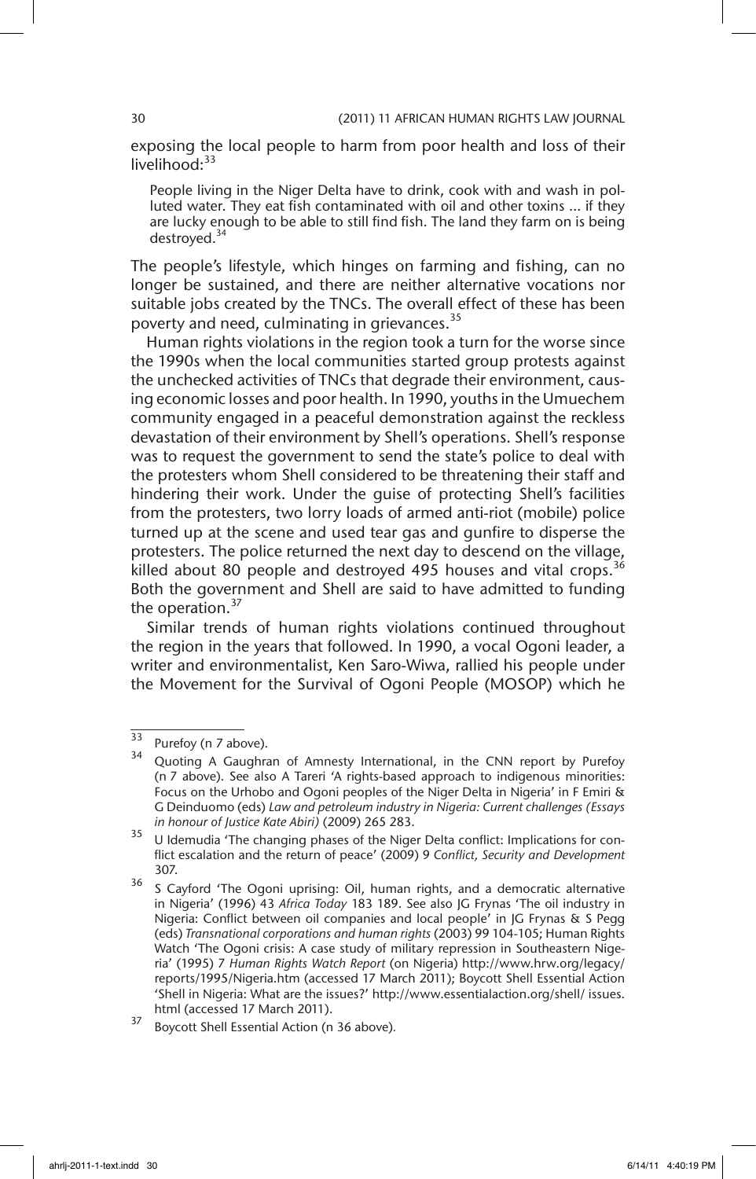exposing the local people to harm from poor health and loss of their livelihood:[33]

> People living in the Niger Delta have to drink, cook with and wash in polluted water. They eat fish contaminated with oil and other toxins ... if they are lucky enough to be able to still find fish. The land they farm on is being destroyed.[34]

The people's lifestyle, which hinges on farming and fishing, can no longer be sustained, and there are neither alternative vocations nor suitable jobs created by the TNCs. The overall effect of these has been poverty and need, culminating in grievances.[35]

Human rights violations in the region took a turn for the worse since the 1990s when the local communities started group protests against the unchecked activities of TNCs that degrade their environment, causing economic losses and poor health. In 1990, youths in the Umuechem community engaged in a peaceful demonstration against the reckless devastation of their environment by Shell's operations. Shell's response was to request the government to send the state's police to deal with the protesters whom Shell considered to be threatening their staff and hindering their work. Under the guise of protecting Shell's facilities from the protesters, two lorry loads of armed anti-riot (mobile) police turned up at the scene and used tear gas and gunfire to disperse the protesters. The police returned the next day to descend on the village, killed about 80 people and destroyed 495 houses and vital crops.[36] Both the government and Shell are said to have admitted to funding the operation.[37]

Similar trends of human rights violations continued throughout the region in the years that followed. In 1990, a vocal Ogoni leader, a writer and environmentalist, Ken Saro-Wiwa, rallied his people under the Movement for the Survival of Ogoni People (MOSOP) which he

---

33 Purefoy (n 7 above).

34 Quoting A Gaughran of Amnesty International, in the CNN report by Purefoy (n 7 above). See also A Tareri 'A rights-based approach to indigenous minorities: Focus on the Urhobo and Ogoni peoples of the Niger Delta in Nigeria' in F Emiri & G Deinduomo (eds) *Law and petroleum industry in Nigeria: Current challenges (Essays in honour of Justice Kate Abiri)* (2009) 265 283.

35 U Idemudia 'The changing phases of the Niger Delta conflict: Implications for conflict escalation and the return of peace' (2009) 9 *Conflict, Security and Development* 307.

36 S Cayford 'The Ogoni uprising: Oil, human rights, and a democratic alternative in Nigeria' (1996) 43 *Africa Today* 183 189. See also JG Frynas 'The oil industry in Nigeria: Conflict between oil companies and local people' in JG Frynas & S Pegg (eds) *Transnational corporations and human rights* (2003) 99 104-105; Human Rights Watch 'The Ogoni crisis: A case study of military repression in Southeastern Nigeria' (1995) 7 *Human Rights Watch Report* (on Nigeria) http://www.hrw.org/legacy/reports/1995/Nigeria.htm (accessed 17 March 2011); Boycott Shell Essential Action 'Shell in Nigeria: What are the issues?' http://www.essentialaction.org/shell/ issues.html (accessed 17 March 2011).

37 Boycott Shell Essential Action (n 36 above).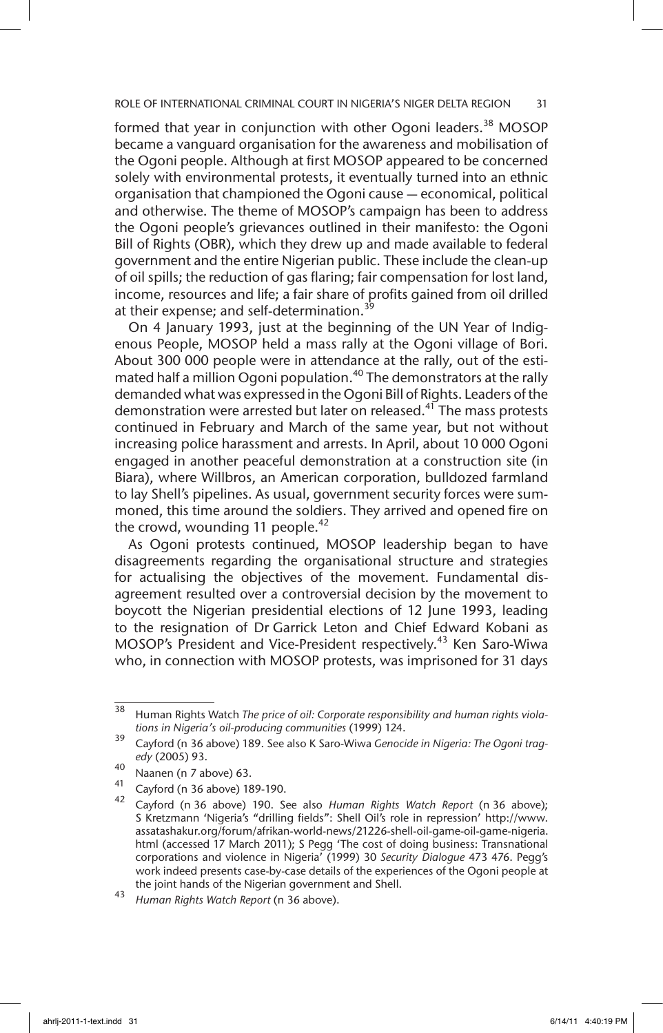formed that year in conjunction with other Ogoni leaders.[38] MOSOP became a vanguard organisation for the awareness and mobilisation of the Ogoni people. Although at first MOSOP appeared to be concerned solely with environmental protests, it eventually turned into an ethnic organisation that championed the Ogoni cause — economical, political and otherwise. The theme of MOSOP's campaign has been to address the Ogoni people's grievances outlined in their manifesto: the Ogoni Bill of Rights (OBR), which they drew up and made available to federal government and the entire Nigerian public. These include the clean-up of oil spills; the reduction of gas flaring; fair compensation for lost land, income, resources and life; a fair share of profits gained from oil drilled at their expense; and self-determination.[39]

On 4 January 1993, just at the beginning of the UN Year of Indigenous People, MOSOP held a mass rally at the Ogoni village of Bori. About 300 000 people were in attendance at the rally, out of the estimated half a million Ogoni population.[40] The demonstrators at the rally demanded what was expressed in the Ogoni Bill of Rights. Leaders of the demonstration were arrested but later on released.[41] The mass protests continued in February and March of the same year, but not without increasing police harassment and arrests. In April, about 10 000 Ogoni engaged in another peaceful demonstration at a construction site (in Biara), where Willbros, an American corporation, bulldozed farmland to lay Shell's pipelines. As usual, government security forces were summoned, this time around the soldiers. They arrived and opened fire on the crowd, wounding 11 people.[42]

As Ogoni protests continued, MOSOP leadership began to have disagreements regarding the organisational structure and strategies for actualising the objectives of the movement. Fundamental disagreement resulted over a controversial decision by the movement to boycott the Nigerian presidential elections of 12 June 1993, leading to the resignation of Dr Garrick Leton and Chief Edward Kobani as MOSOP's President and Vice-President respectively.[43] Ken Saro-Wiwa who, in connection with MOSOP protests, was imprisoned for 31 days

---

38 Human Rights Watch *The price of oil: Corporate responsibility and human rights violations in Nigeria's oil-producing communities* (1999) 124.

39 Cayford (n 36 above) 189. See also K Saro-Wiwa *Genocide in Nigeria: The Ogoni tragedy* (2005) 93.

40 Naanen (n 7 above) 63.

41 Cayford (n 36 above) 189-190.

42 Cayford (n 36 above) 190. See also *Human Rights Watch Report* (n 36 above); S Kretzmann 'Nigeria's "drilling fields": Shell Oil's role in repression' http://www.assatashakur.org/forum/afrikan-world-news/21226-shell-oil-game-oil-game-nigeria.html (accessed 17 March 2011); S Pegg 'The cost of doing business: Transnational corporations and violence in Nigeria' (1999) 30 *Security Dialogue* 473 476. Pegg's work indeed presents case-by-case details of the experiences of the Ogoni people at the joint hands of the Nigerian government and Shell.

43 *Human Rights Watch Report* (n 36 above).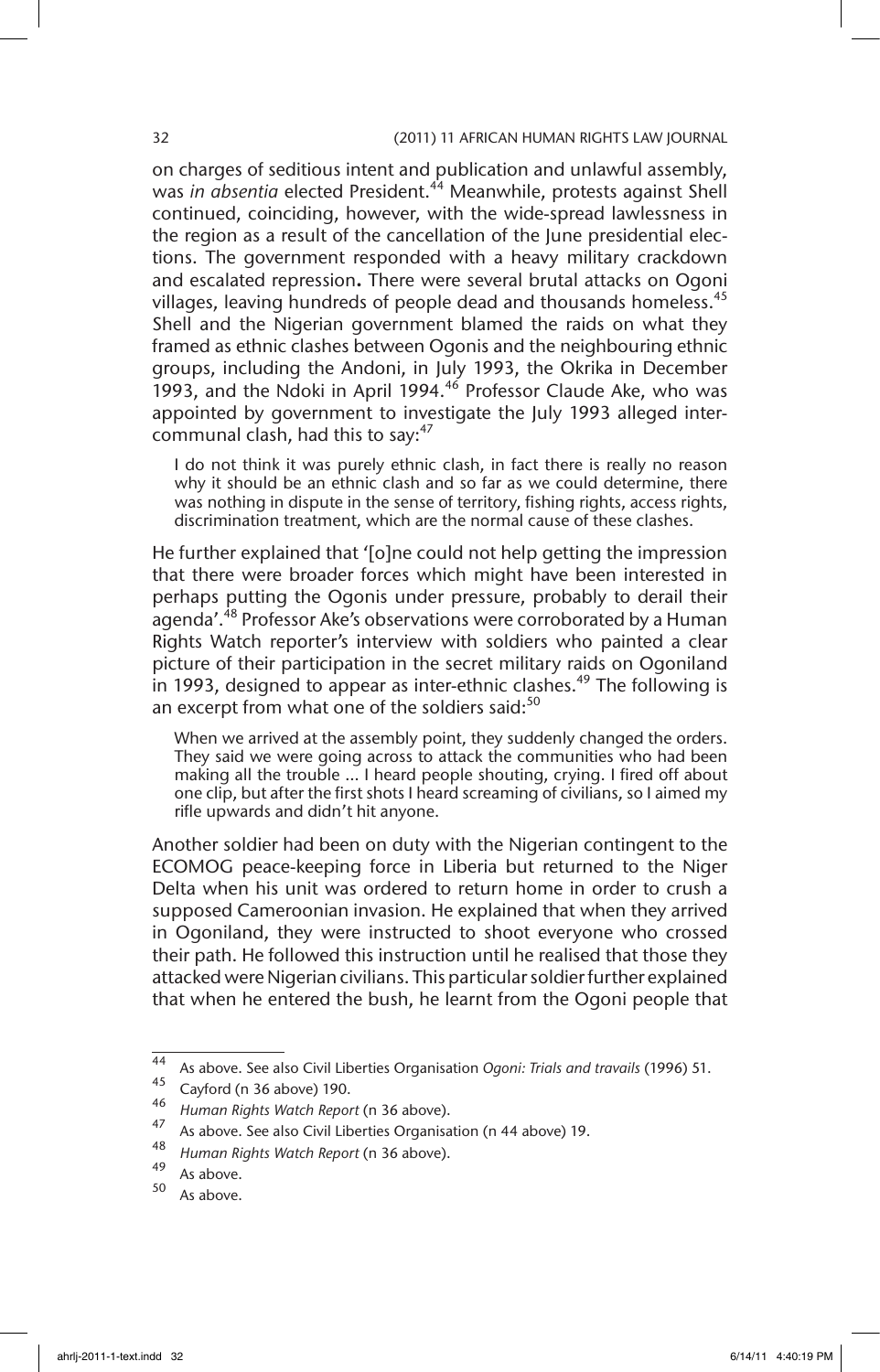on charges of seditious intent and publication and unlawful assembly, was *in absentia* elected President.[44] Meanwhile, protests against Shell continued, coinciding, however, with the wide-spread lawlessness in the region as a result of the cancellation of the June presidential elections. The government responded with a heavy military crackdown and escalated repression**.** There were several brutal attacks on Ogoni villages, leaving hundreds of people dead and thousands homeless.[45] Shell and the Nigerian government blamed the raids on what they framed as ethnic clashes between Ogonis and the neighbouring ethnic groups, including the Andoni, in July 1993, the Okrika in December 1993, and the Ndoki in April 1994.[46] Professor Claude Ake, who was appointed by government to investigate the July 1993 alleged inter-communal clash, had this to say:[47]

> I do not think it was purely ethnic clash, in fact there is really no reason why it should be an ethnic clash and so far as we could determine, there was nothing in dispute in the sense of territory, fishing rights, access rights, discrimination treatment, which are the normal cause of these clashes.

He further explained that '[o]ne could not help getting the impression that there were broader forces which might have been interested in perhaps putting the Ogonis under pressure, probably to derail their agenda'.[48] Professor Ake's observations were corroborated by a Human Rights Watch reporter's interview with soldiers who painted a clear picture of their participation in the secret military raids on Ogoniland in 1993, designed to appear as inter-ethnic clashes.[49] The following is an excerpt from what one of the soldiers said:[50]

> When we arrived at the assembly point, they suddenly changed the orders. They said we were going across to attack the communities who had been making all the trouble ... I heard people shouting, crying. I fired off about one clip, but after the first shots I heard screaming of civilians, so I aimed my rifle upwards and didn't hit anyone.

Another soldier had been on duty with the Nigerian contingent to the ECOMOG peace-keeping force in Liberia but returned to the Niger Delta when his unit was ordered to return home in order to crush a supposed Cameroonian invasion. He explained that when they arrived in Ogoniland, they were instructed to shoot everyone who crossed their path. He followed this instruction until he realised that those they attacked were Nigerian civilians. This particular soldier further explained that when he entered the bush, he learnt from the Ogoni people that

---

[44] As above. See also Civil Liberties Organisation *Ogoni: Trials and travails* (1996) 51.

[45] Cayford (n 36 above) 190.

[46] *Human Rights Watch Report* (n 36 above).

[47] As above. See also Civil Liberties Organisation (n 44 above) 19.

[48] *Human Rights Watch Report* (n 36 above).

[49] As above.

[50] As above.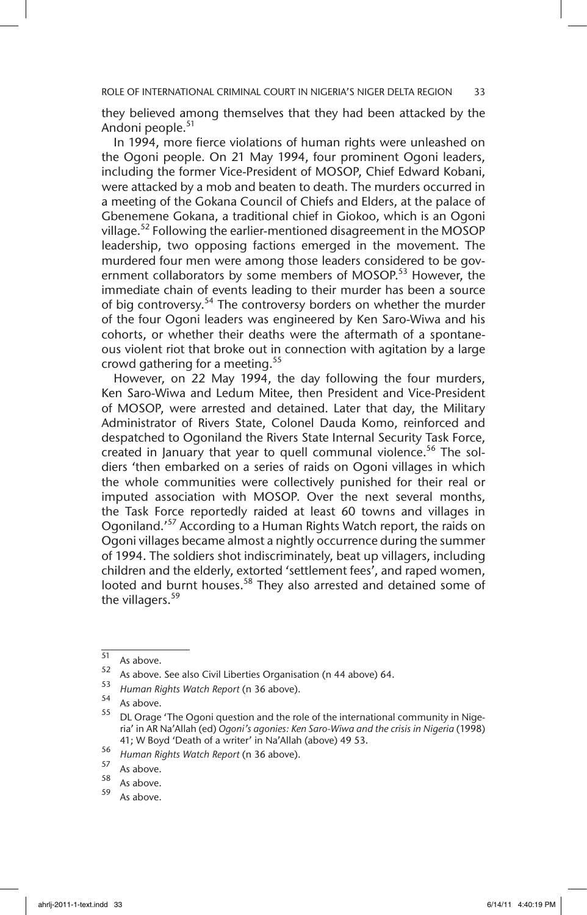they believed among themselves that they had been attacked by the Andoni people.[51]

In 1994, more fierce violations of human rights were unleashed on the Ogoni people. On 21 May 1994, four prominent Ogoni leaders, including the former Vice-President of MOSOP, Chief Edward Kobani, were attacked by a mob and beaten to death. The murders occurred in a meeting of the Gokana Council of Chiefs and Elders, at the palace of Gbenemene Gokana, a traditional chief in Giokoo, which is an Ogoni village.[52] Following the earlier-mentioned disagreement in the MOSOP leadership, two opposing factions emerged in the movement. The murdered four men were among those leaders considered to be government collaborators by some members of MOSOP.[53] However, the immediate chain of events leading to their murder has been a source of big controversy.[54] The controversy borders on whether the murder of the four Ogoni leaders was engineered by Ken Saro-Wiwa and his cohorts, or whether their deaths were the aftermath of a spontaneous violent riot that broke out in connection with agitation by a large crowd gathering for a meeting.[55]

However, on 22 May 1994, the day following the four murders, Ken Saro-Wiwa and Ledum Mitee, then President and Vice-President of MOSOP, were arrested and detained. Later that day, the Military Administrator of Rivers State, Colonel Dauda Komo, reinforced and despatched to Ogoniland the Rivers State Internal Security Task Force, created in January that year to quell communal violence.[56] The soldiers 'then embarked on a series of raids on Ogoni villages in which the whole communities were collectively punished for their real or imputed association with MOSOP. Over the next several months, the Task Force reportedly raided at least 60 towns and villages in Ogoniland.'[57] According to a Human Rights Watch report, the raids on Ogoni villages became almost a nightly occurrence during the summer of 1994. The soldiers shot indiscriminately, beat up villagers, including children and the elderly, extorted 'settlement fees', and raped women, looted and burnt houses.[58] They also arrested and detained some of the villagers.[59]

---

51 As above.

52 As above. See also Civil Liberties Organisation (n 44 above) 64.

53 *Human Rights Watch Report* (n 36 above).

54 As above.

55 DL Orage 'The Ogoni question and the role of the international community in Nigeria' in AR Na'Allah (ed) *Ogoni's agonies: Ken Saro-Wiwa and the crisis in Nigeria* (1998) 41; W Boyd 'Death of a writer' in Na'Allah (above) 49 53.

56 *Human Rights Watch Report* (n 36 above).

57 As above.

58 As above.

59 As above.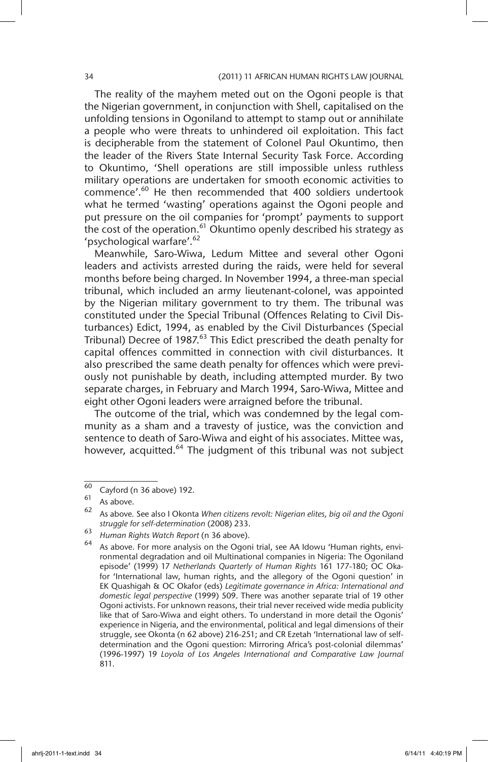The reality of the mayhem meted out on the Ogoni people is that the Nigerian government, in conjunction with Shell, capitalised on the unfolding tensions in Ogoniland to attempt to stamp out or annihilate a people who were threats to unhindered oil exploitation. This fact is decipherable from the statement of Colonel Paul Okuntimo, then the leader of the Rivers State Internal Security Task Force. According to Okuntimo, 'Shell operations are still impossible unless ruthless military operations are undertaken for smooth economic activities to commence'.[60] He then recommended that 400 soldiers undertook what he termed 'wasting' operations against the Ogoni people and put pressure on the oil companies for 'prompt' payments to support the cost of the operation.[61] Okuntimo openly described his strategy as 'psychological warfare'.[62]

Meanwhile, Saro-Wiwa, Ledum Mittee and several other Ogoni leaders and activists arrested during the raids, were held for several months before being charged. In November 1994, a three-man special tribunal, which included an army lieutenant-colonel, was appointed by the Nigerian military government to try them. The tribunal was constituted under the Special Tribunal (Offences Relating to Civil Disturbances) Edict, 1994, as enabled by the Civil Disturbances (Special Tribunal) Decree of 1987.[63] This Edict prescribed the death penalty for capital offences committed in connection with civil disturbances. It also prescribed the same death penalty for offences which were previously not punishable by death, including attempted murder. By two separate charges, in February and March 1994, Saro-Wiwa, Mittee and eight other Ogoni leaders were arraigned before the tribunal.

The outcome of the trial, which was condemned by the legal community as a sham and a travesty of justice, was the conviction and sentence to death of Saro-Wiwa and eight of his associates. Mittee was, however, acquitted.[64] The judgment of this tribunal was not subject

---

60 Cayford (n 36 above) 192.

61 As above.

62 As above. See also I Okonta *When citizens revolt: Nigerian elites, big oil and the Ogoni struggle for self-determination* (2008) 233.

63 *Human Rights Watch Report* (n 36 above).

64 As above. For more analysis on the Ogoni trial, see AA Idowu 'Human rights, environmental degradation and oil Multinational companies in Nigeria: The Ogoniland episode' (1999) 17 *Netherlands Quarterly of Human Rights* 161 177-180; OC Okafor 'International law, human rights, and the allegory of the Ogoni question' in EK Quashigah & OC Okafor (eds) *Legitimate governance in Africa: International and domestic legal perspective* (1999) 509. There was another separate trial of 19 other Ogoni activists. For unknown reasons, their trial never received wide media publicity like that of Saro-Wiwa and eight others. To understand in more detail the Ogonis' experience in Nigeria, and the environmental, political and legal dimensions of their struggle, see Okonta (n 62 above) 216-251; and CR Ezetah 'International law of self-determination and the Ogoni question: Mirroring Africa's post-colonial dilemmas' (1996-1997) 19 *Loyola of Los Angeles International and Comparative Law Journal* 811.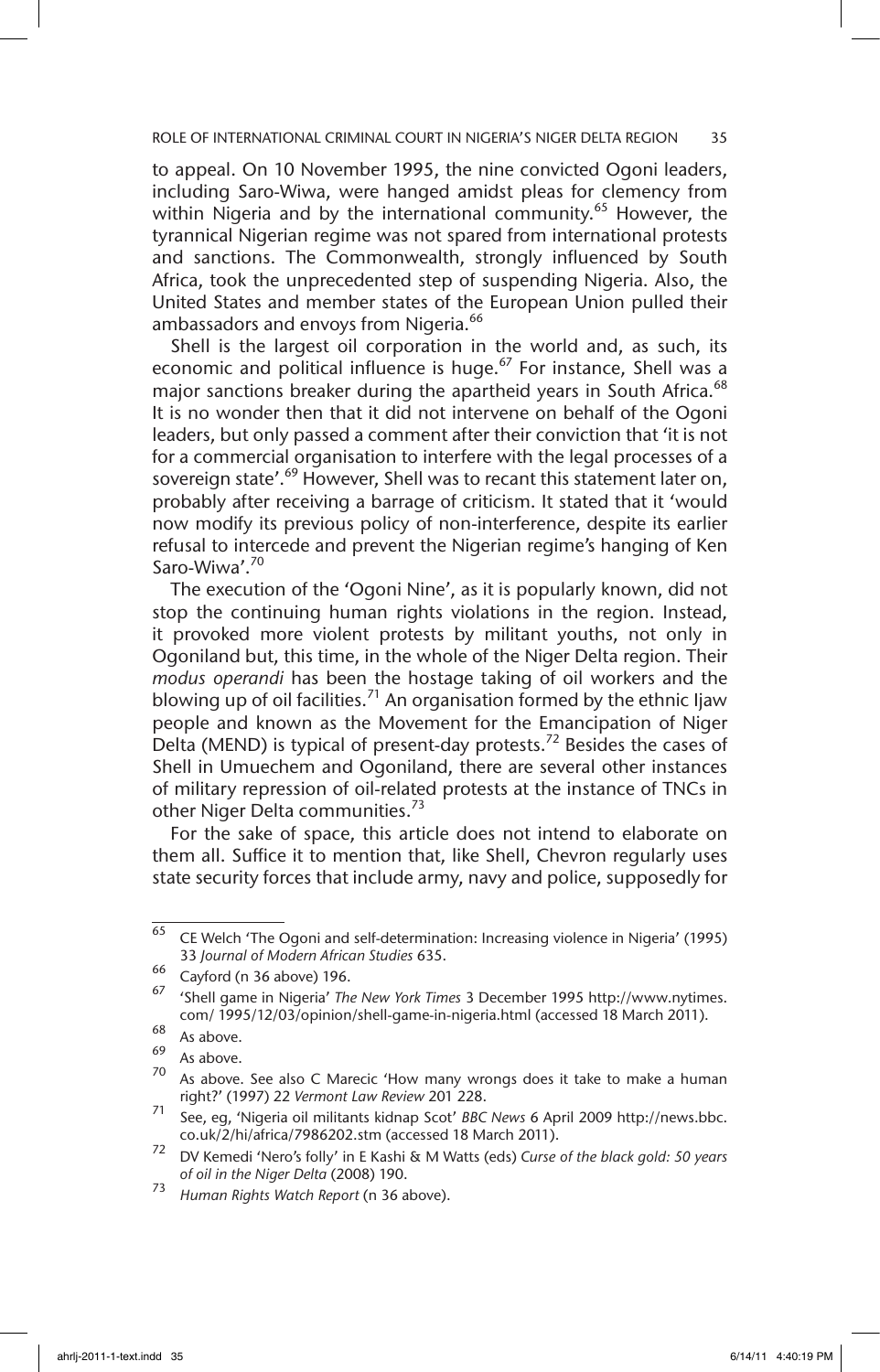to appeal. On 10 November 1995, the nine convicted Ogoni leaders, including Saro-Wiwa, were hanged amidst pleas for clemency from within Nigeria and by the international community.[65] However, the tyrannical Nigerian regime was not spared from international protests and sanctions. The Commonwealth, strongly influenced by South Africa, took the unprecedented step of suspending Nigeria. Also, the United States and member states of the European Union pulled their ambassadors and envoys from Nigeria.[66]

Shell is the largest oil corporation in the world and, as such, its economic and political influence is huge.[67] For instance, Shell was a major sanctions breaker during the apartheid years in South Africa.[68] It is no wonder then that it did not intervene on behalf of the Ogoni leaders, but only passed a comment after their conviction that 'it is not for a commercial organisation to interfere with the legal processes of a sovereign state'.[69] However, Shell was to recant this statement later on, probably after receiving a barrage of criticism. It stated that it 'would now modify its previous policy of non-interference, despite its earlier refusal to intercede and prevent the Nigerian regime's hanging of Ken Saro-Wiwa'.[70]

The execution of the 'Ogoni Nine', as it is popularly known, did not stop the continuing human rights violations in the region. Instead, it provoked more violent protests by militant youths, not only in Ogoniland but, this time, in the whole of the Niger Delta region. Their *modus operandi* has been the hostage taking of oil workers and the blowing up of oil facilities.[71] An organisation formed by the ethnic Ijaw people and known as the Movement for the Emancipation of Niger Delta (MEND) is typical of present-day protests.[72] Besides the cases of Shell in Umuechem and Ogoniland, there are several other instances of military repression of oil-related protests at the instance of TNCs in other Niger Delta communities.[73]

For the sake of space, this article does not intend to elaborate on them all. Suffice it to mention that, like Shell, Chevron regularly uses state security forces that include army, navy and police, supposedly for

---

[65] CE Welch 'The Ogoni and self-determination: Increasing violence in Nigeria' (1995) 33 *Journal of Modern African Studies* 635.

[66] Cayford (n 36 above) 196.

[67] 'Shell game in Nigeria' *The New York Times* 3 December 1995 http://www.nytimes.com/ 1995/12/03/opinion/shell-game-in-nigeria.html (accessed 18 March 2011).

[68] As above.

[69] As above.

[70] As above. See also C Marecic 'How many wrongs does it take to make a human right?' (1997) 22 *Vermont Law Review* 201 228.

[71] See, eg, 'Nigeria oil militants kidnap Scot' *BBC News* 6 April 2009 http://news.bbc.co.uk/2/hi/africa/7986202.stm (accessed 18 March 2011).

[72] DV Kemedi 'Nero's folly' in E Kashi & M Watts (eds) *Curse of the black gold: 50 years of oil in the Niger Delta* (2008) 190.

[73] *Human Rights Watch Report* (n 36 above).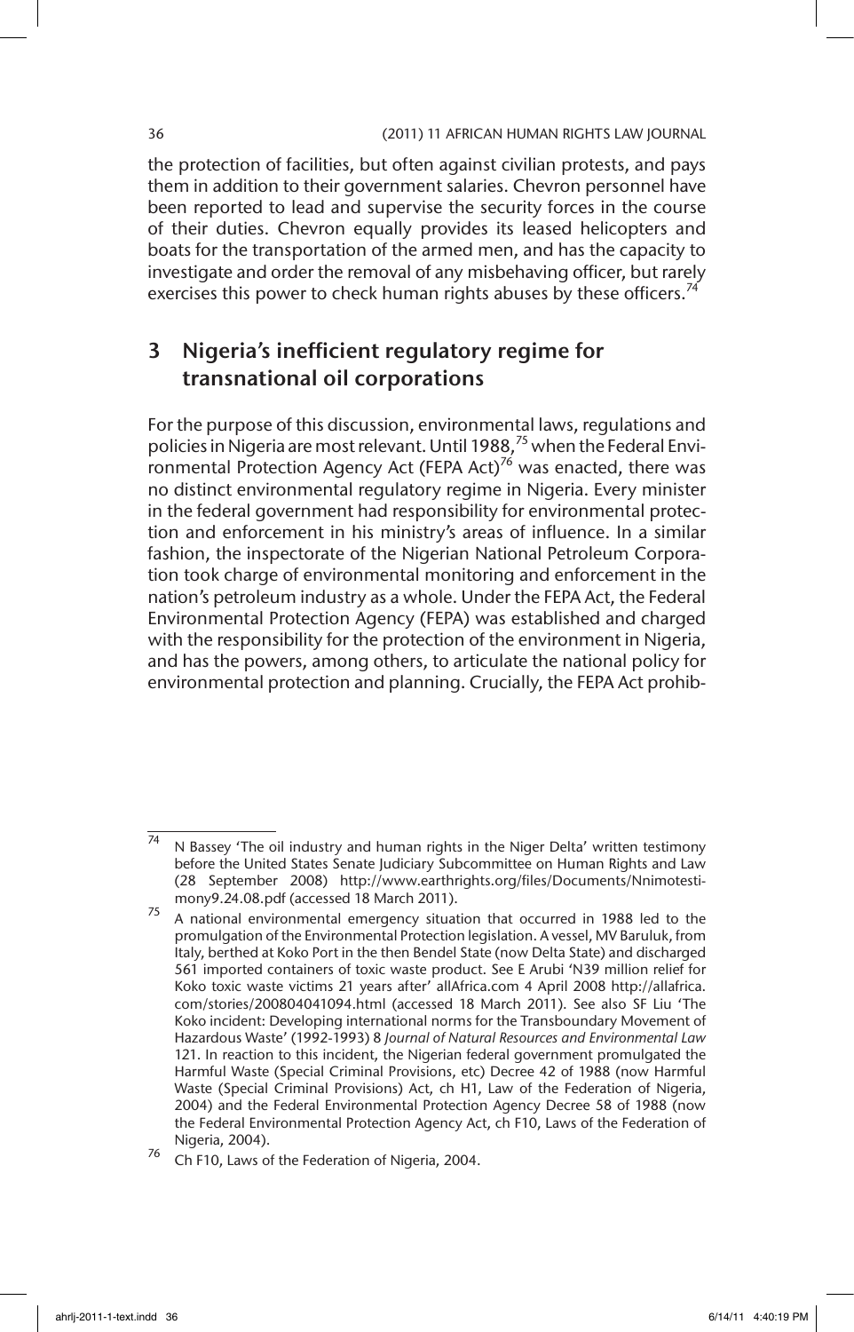the protection of facilities, but often against civilian protests, and pays them in addition to their government salaries. Chevron personnel have been reported to lead and supervise the security forces in the course of their duties. Chevron equally provides its leased helicopters and boats for the transportation of the armed men, and has the capacity to investigate and order the removal of any misbehaving officer, but rarely exercises this power to check human rights abuses by these officers.[74]

## 3 Nigeria's inefficient regulatory regime for transnational oil corporations

For the purpose of this discussion, environmental laws, regulations and policies in Nigeria are most relevant. Until 1988,[75] when the Federal Environmental Protection Agency Act (FEPA Act)[76] was enacted, there was no distinct environmental regulatory regime in Nigeria. Every minister in the federal government had responsibility for environmental protection and enforcement in his ministry's areas of influence. In a similar fashion, the inspectorate of the Nigerian National Petroleum Corporation took charge of environmental monitoring and enforcement in the nation's petroleum industry as a whole. Under the FEPA Act, the Federal Environmental Protection Agency (FEPA) was established and charged with the responsibility for the protection of the environment in Nigeria, and has the powers, among others, to articulate the national policy for environmental protection and planning. Crucially, the FEPA Act prohib-

---

[74] N Bassey 'The oil industry and human rights in the Niger Delta' written testimony before the United States Senate Judiciary Subcommittee on Human Rights and Law (28 September 2008) http://www.earthrights.org/files/Documents/Nnimotestimony9.24.08.pdf (accessed 18 March 2011).

[75] A national environmental emergency situation that occurred in 1988 led to the promulgation of the Environmental Protection legislation. A vessel, MV Baruluk, from Italy, berthed at Koko Port in the then Bendel State (now Delta State) and discharged 561 imported containers of toxic waste product. See E Arubi 'N39 million relief for Koko toxic waste victims 21 years after' allAfrica.com 4 April 2008 http://allafrica.com/stories/200804041094.html (accessed 18 March 2011). See also SF Liu 'The Koko incident: Developing international norms for the Transboundary Movement of Hazardous Waste' (1992-1993) 8 *Journal of Natural Resources and Environmental Law* 121. In reaction to this incident, the Nigerian federal government promulgated the Harmful Waste (Special Criminal Provisions, etc) Decree 42 of 1988 (now Harmful Waste (Special Criminal Provisions) Act, ch H1, Law of the Federation of Nigeria, 2004) and the Federal Environmental Protection Agency Decree 58 of 1988 (now the Federal Environmental Protection Agency Act, ch F10, Laws of the Federation of Nigeria, 2004).

[76] Ch F10, Laws of the Federation of Nigeria, 2004.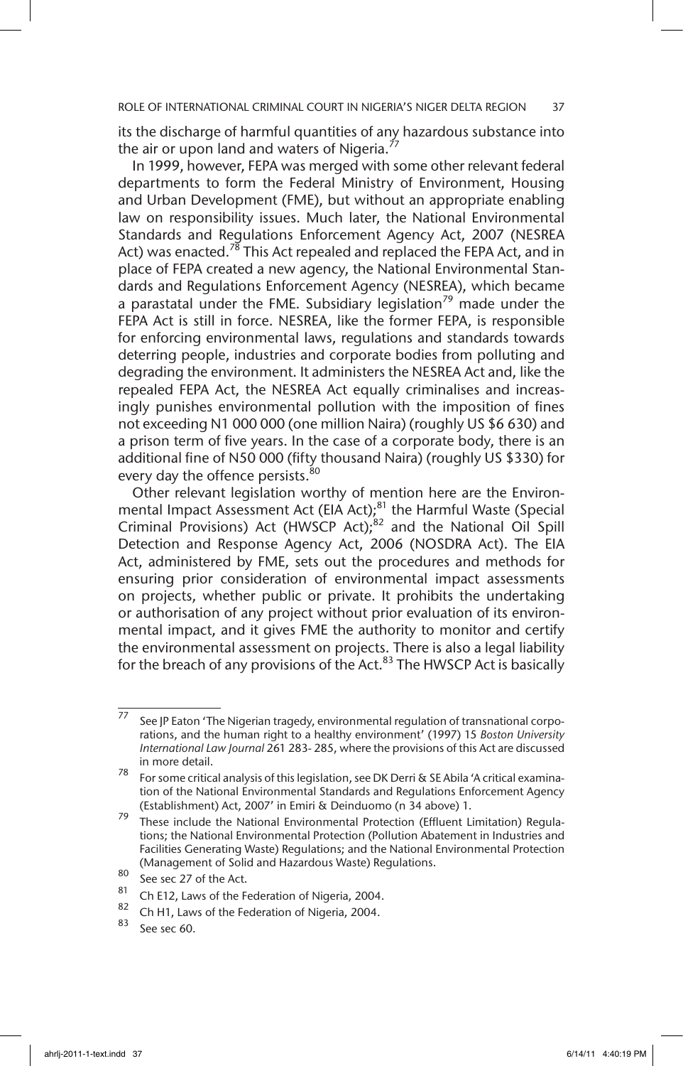its the discharge of harmful quantities of any hazardous substance into the air or upon land and waters of Nigeria.[77]

In 1999, however, FEPA was merged with some other relevant federal departments to form the Federal Ministry of Environment, Housing and Urban Development (FME), but without an appropriate enabling law on responsibility issues. Much later, the National Environmental Standards and Regulations Enforcement Agency Act, 2007 (NESREA Act) was enacted.[78] This Act repealed and replaced the FEPA Act, and in place of FEPA created a new agency, the National Environmental Standards and Regulations Enforcement Agency (NESREA), which became a parastatal under the FME. Subsidiary legislation[79] made under the FEPA Act is still in force. NESREA, like the former FEPA, is responsible for enforcing environmental laws, regulations and standards towards deterring people, industries and corporate bodies from polluting and degrading the environment. It administers the NESREA Act and, like the repealed FEPA Act, the NESREA Act equally criminalises and increasingly punishes environmental pollution with the imposition of fines not exceeding N1 000 000 (one million Naira) (roughly US $6 630) and a prison term of five years. In the case of a corporate body, there is an additional fine of N50 000 (fifty thousand Naira) (roughly US $330) for every day the offence persists.[80]

Other relevant legislation worthy of mention here are the Environmental Impact Assessment Act (EIA Act);[81] the Harmful Waste (Special Criminal Provisions) Act (HWSCP Act);[82] and the National Oil Spill Detection and Response Agency Act, 2006 (NOSDRA Act). The EIA Act, administered by FME, sets out the procedures and methods for ensuring prior consideration of environmental impact assessments on projects, whether public or private. It prohibits the undertaking or authorisation of any project without prior evaluation of its environmental impact, and it gives FME the authority to monitor and certify the environmental assessment on projects. There is also a legal liability for the breach of any provisions of the Act.[83] The HWSCP Act is basically

---

77 See JP Eaton 'The Nigerian tragedy, environmental regulation of transnational corporations, and the human right to a healthy environment' (1997) 15 *Boston University International Law Journal* 261 283- 285, where the provisions of this Act are discussed in more detail.

78 For some critical analysis of this legislation, see DK Derri & SE Abila 'A critical examination of the National Environmental Standards and Regulations Enforcement Agency (Establishment) Act, 2007' in Emiri & Deinduomo (n 34 above) 1.

79 These include the National Environmental Protection (Effluent Limitation) Regulations; the National Environmental Protection (Pollution Abatement in Industries and Facilities Generating Waste) Regulations; and the National Environmental Protection (Management of Solid and Hazardous Waste) Regulations.

80 See sec 27 of the Act.

81 Ch E12, Laws of the Federation of Nigeria, 2004.

82 Ch H1, Laws of the Federation of Nigeria, 2004.

83 See sec 60.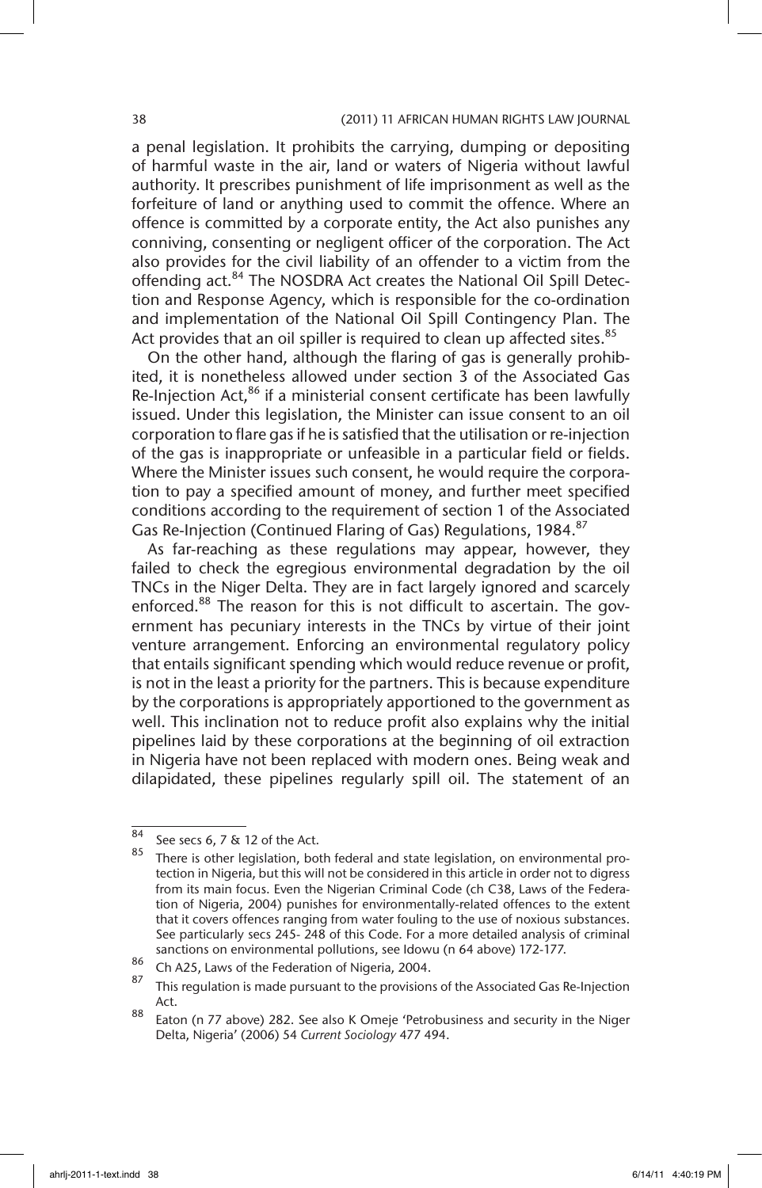a penal legislation. It prohibits the carrying, dumping or depositing of harmful waste in the air, land or waters of Nigeria without lawful authority. It prescribes punishment of life imprisonment as well as the forfeiture of land or anything used to commit the offence. Where an offence is committed by a corporate entity, the Act also punishes any conniving, consenting or negligent officer of the corporation. The Act also provides for the civil liability of an offender to a victim from the offending act.[84] The NOSDRA Act creates the National Oil Spill Detection and Response Agency, which is responsible for the co-ordination and implementation of the National Oil Spill Contingency Plan. The Act provides that an oil spiller is required to clean up affected sites.[85]

On the other hand, although the flaring of gas is generally prohibited, it is nonetheless allowed under section 3 of the Associated Gas Re-Injection Act,[86] if a ministerial consent certificate has been lawfully issued. Under this legislation, the Minister can issue consent to an oil corporation to flare gas if he is satisfied that the utilisation or re-injection of the gas is inappropriate or unfeasible in a particular field or fields. Where the Minister issues such consent, he would require the corporation to pay a specified amount of money, and further meet specified conditions according to the requirement of section 1 of the Associated Gas Re-Injection (Continued Flaring of Gas) Regulations, 1984.[87]

As far-reaching as these regulations may appear, however, they failed to check the egregious environmental degradation by the oil TNCs in the Niger Delta. They are in fact largely ignored and scarcely enforced.[88] The reason for this is not difficult to ascertain. The government has pecuniary interests in the TNCs by virtue of their joint venture arrangement. Enforcing an environmental regulatory policy that entails significant spending which would reduce revenue or profit, is not in the least a priority for the partners. This is because expenditure by the corporations is appropriately apportioned to the government as well. This inclination not to reduce profit also explains why the initial pipelines laid by these corporations at the beginning of oil extraction in Nigeria have not been replaced with modern ones. Being weak and dilapidated, these pipelines regularly spill oil. The statement of an

---

84 See secs 6, 7 & 12 of the Act.

85 There is other legislation, both federal and state legislation, on environmental protection in Nigeria, but this will not be considered in this article in order not to digress from its main focus. Even the Nigerian Criminal Code (ch C38, Laws of the Federation of Nigeria, 2004) punishes for environmentally-related offences to the extent that it covers offences ranging from water fouling to the use of noxious substances. See particularly secs 245- 248 of this Code. For a more detailed analysis of criminal sanctions on environmental pollutions, see Idowu (n 64 above) 172-177.

86 Ch A25, Laws of the Federation of Nigeria, 2004.

87 This regulation is made pursuant to the provisions of the Associated Gas Re-Injection Act.

88 Eaton (n 77 above) 282. See also K Omeje 'Petrobusiness and security in the Niger Delta, Nigeria' (2006) 54 *Current Sociology* 477 494.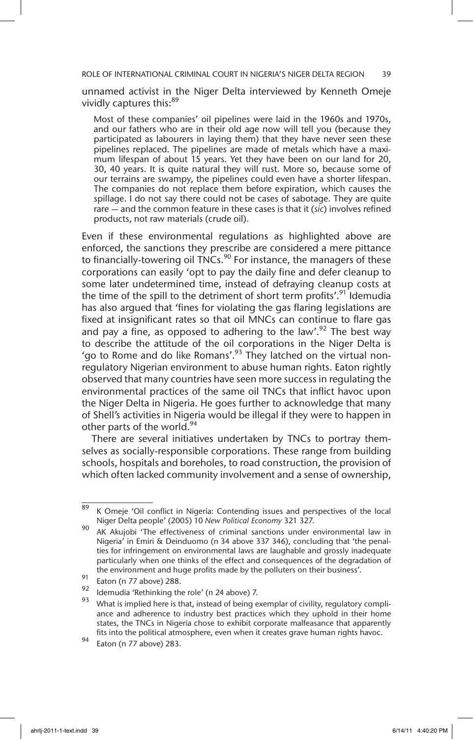unnamed activist in the Niger Delta interviewed by Kenneth Omeje vividly captures this:[89]

> Most of these companies' oil pipelines were laid in the 1960s and 1970s, and our fathers who are in their old age now will tell you (because they participated as labourers in laying them) that they have never seen these pipelines replaced. The pipelines are made of metals which have a maximum lifespan of about 15 years. Yet they have been on our land for 20, 30, 40 years. It is quite natural they will rust. More so, because some of our terrains are swampy, the pipelines could even have a shorter lifespan. The companies do not replace them before expiration, which causes the spillage. I do not say there could not be cases of sabotage. They are quite rare — and the common feature in these cases is that it (*sic*) involves refined products, not raw materials (crude oil).

Even if these environmental regulations as highlighted above are enforced, the sanctions they prescribe are considered a mere pittance to financially-towering oil TNCs.[90] For instance, the managers of these corporations can easily 'opt to pay the daily fine and defer cleanup to some later undetermined time, instead of defraying cleanup costs at the time of the spill to the detriment of short term profits'.[91] Idemudia has also argued that 'fines for violating the gas flaring legislations are fixed at insignificant rates so that oil MNCs can continue to flare gas and pay a fine, as opposed to adhering to the law'.[92] The best way to describe the attitude of the oil corporations in the Niger Delta is 'go to Rome and do like Romans'.[93] They latched on the virtual non-regulatory Nigerian environment to abuse human rights. Eaton rightly observed that many countries have seen more success in regulating the environmental practices of the same oil TNCs that inflict havoc upon the Niger Delta in Nigeria. He goes further to acknowledge that many of Shell's activities in Nigeria would be illegal if they were to happen in other parts of the world.[94]

There are several initiatives undertaken by TNCs to portray themselves as socially-responsible corporations. These range from building schools, hospitals and boreholes, to road construction, the provision of which often lacked community involvement and a sense of ownership,

---

[89] K Omeje 'Oil conflict in Nigeria: Contending issues and perspectives of the local Niger Delta people' (2005) 10 *New Political Economy* 321 327.

[90] AK Akujobi 'The effectiveness of criminal sanctions under environmental law in Nigeria' in Emiri & Deinduomo (n 34 above 337 346), concluding that 'the penalties for infringement on environmental laws are laughable and grossly inadequate particularly when one thinks of the effect and consequences of the degradation of the environment and huge profits made by the polluters on their business'.

[91] Eaton (n 77 above) 288.

[92] Idemudia 'Rethinking the role' (n 24 above) 7.

[93] What is implied here is that, instead of being exemplar of civility, regulatory compliance and adherence to industry best practices which they uphold in their home states, the TNCs in Nigeria chose to exhibit corporate malfeasance that apparently fits into the political atmosphere, even when it creates grave human rights havoc.

[94] Eaton (n 77 above) 283.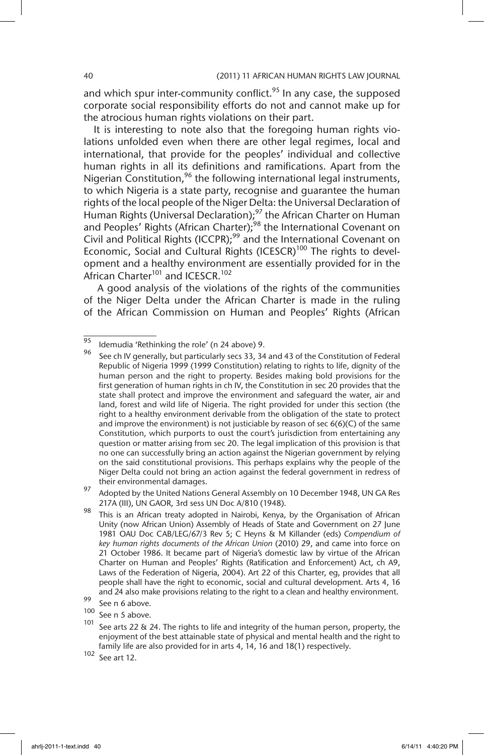and which spur inter-community conflict.[95] In any case, the supposed corporate social responsibility efforts do not and cannot make up for the atrocious human rights violations on their part.

It is interesting to note also that the foregoing human rights violations unfolded even when there are other legal regimes, local and international, that provide for the peoples' individual and collective human rights in all its definitions and ramifications. Apart from the Nigerian Constitution,[96] the following international legal instruments, to which Nigeria is a state party, recognise and guarantee the human rights of the local people of the Niger Delta: the Universal Declaration of Human Rights (Universal Declaration);[97] the African Charter on Human and Peoples' Rights (African Charter);[98] the International Covenant on Civil and Political Rights (ICCPR);[99] and the International Covenant on Economic, Social and Cultural Rights (ICESCR)[100] The rights to development and a healthy environment are essentially provided for in the African Charter[101] and ICESCR.[102]

A good analysis of the violations of the rights of the communities of the Niger Delta under the African Charter is made in the ruling of the African Commission on Human and Peoples' Rights (African

---

[95] Idemudia 'Rethinking the role' (n 24 above) 9.

[96] See ch IV generally, but particularly secs 33, 34 and 43 of the Constitution of Federal Republic of Nigeria 1999 (1999 Constitution) relating to rights to life, dignity of the human person and the right to property. Besides making bold provisions for the first generation of human rights in ch IV, the Constitution in sec 20 provides that the state shall protect and improve the environment and safeguard the water, air and land, forest and wild life of Nigeria. The right provided for under this section (the right to a healthy environment derivable from the obligation of the state to protect and improve the environment) is not justiciable by reason of sec 6(6)(C) of the same Constitution, which purports to oust the court's jurisdiction from entertaining any question or matter arising from sec 20. The legal implication of this provision is that no one can successfully bring an action against the Nigerian government by relying on the said constitutional provisions. This perhaps explains why the people of the Niger Delta could not bring an action against the federal government in redress of their environmental damages.

[97] Adopted by the United Nations General Assembly on 10 December 1948, UN GA Res 217A (III), UN GAOR, 3rd sess UN Doc A/810 (1948).

[98] This is an African treaty adopted in Nairobi, Kenya, by the Organisation of African Unity (now African Union) Assembly of Heads of State and Government on 27 June 1981 OAU Doc CAB/LEG/67/3 Rev 5; C Heyns & M Killander (eds) *Compendium of key human rights documents of the African Union* (2010) 29, and came into force on 21 October 1986. It became part of Nigeria's domestic law by virtue of the African Charter on Human and Peoples' Rights (Ratification and Enforcement) Act, ch A9, Laws of the Federation of Nigeria, 2004). Art 22 of this Charter, eg, provides that all people shall have the right to economic, social and cultural development. Arts 4, 16 and 24 also make provisions relating to the right to a clean and healthy environment.

[99] See n 6 above.

[100] See n 5 above.

[101] See arts 22 & 24. The rights to life and integrity of the human person, property, the enjoyment of the best attainable state of physical and mental health and the right to family life are also provided for in arts 4, 14, 16 and 18(1) respectively.

[102] See art 12.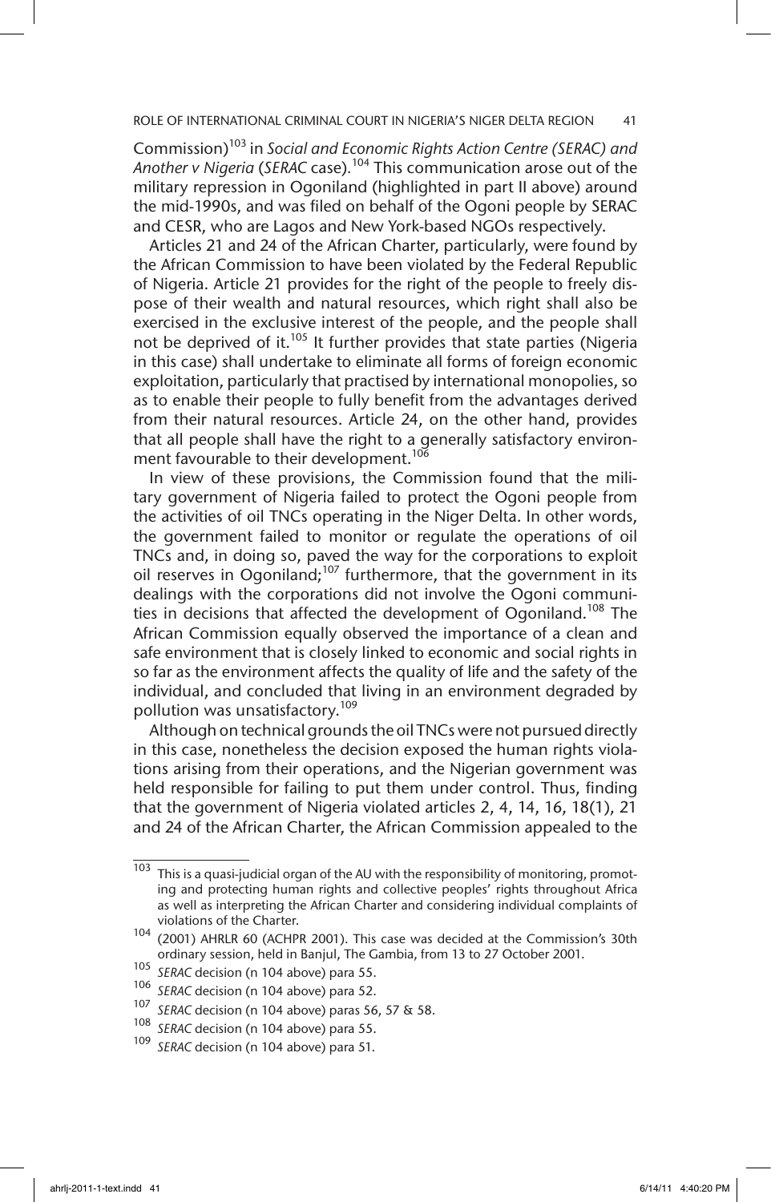Commission)[103] in *Social and Economic Rights Action Centre (SERAC) and Another v Nigeria* (*SERAC* case).[104] This communication arose out of the military repression in Ogoniland (highlighted in part II above) around the mid-1990s, and was filed on behalf of the Ogoni people by SERAC and CESR, who are Lagos and New York-based NGOs respectively.

Articles 21 and 24 of the African Charter, particularly, were found by the African Commission to have been violated by the Federal Republic of Nigeria. Article 21 provides for the right of the people to freely dispose of their wealth and natural resources, which right shall also be exercised in the exclusive interest of the people, and the people shall not be deprived of it.[105] It further provides that state parties (Nigeria in this case) shall undertake to eliminate all forms of foreign economic exploitation, particularly that practised by international monopolies, so as to enable their people to fully benefit from the advantages derived from their natural resources. Article 24, on the other hand, provides that all people shall have the right to a generally satisfactory environment favourable to their development.[106]

In view of these provisions, the Commission found that the military government of Nigeria failed to protect the Ogoni people from the activities of oil TNCs operating in the Niger Delta. In other words, the government failed to monitor or regulate the operations of oil TNCs and, in doing so, paved the way for the corporations to exploit oil reserves in Ogoniland;[107] furthermore, that the government in its dealings with the corporations did not involve the Ogoni communities in decisions that affected the development of Ogoniland.[108] The African Commission equally observed the importance of a clean and safe environment that is closely linked to economic and social rights in so far as the environment affects the quality of life and the safety of the individual, and concluded that living in an environment degraded by pollution was unsatisfactory.[109]

Although on technical grounds the oil TNCs were not pursued directly in this case, nonetheless the decision exposed the human rights violations arising from their operations, and the Nigerian government was held responsible for failing to put them under control. Thus, finding that the government of Nigeria violated articles 2, 4, 14, 16, 18(1), 21 and 24 of the African Charter, the African Commission appealed to the

---

[103] This is a quasi-judicial organ of the AU with the responsibility of monitoring, promoting and protecting human rights and collective peoples' rights throughout Africa as well as interpreting the African Charter and considering individual complaints of violations of the Charter.

[104] (2001) AHRLR 60 (ACHPR 2001). This case was decided at the Commission's 30th ordinary session, held in Banjul, The Gambia, from 13 to 27 October 2001.

[105] *SERAC* decision (n 104 above) para 55.

[106] *SERAC* decision (n 104 above) para 52.

[107] *SERAC* decision (n 104 above) paras 56, 57 & 58.

[108] *SERAC* decision (n 104 above) para 55.

[109] *SERAC* decision (n 104 above) para 51.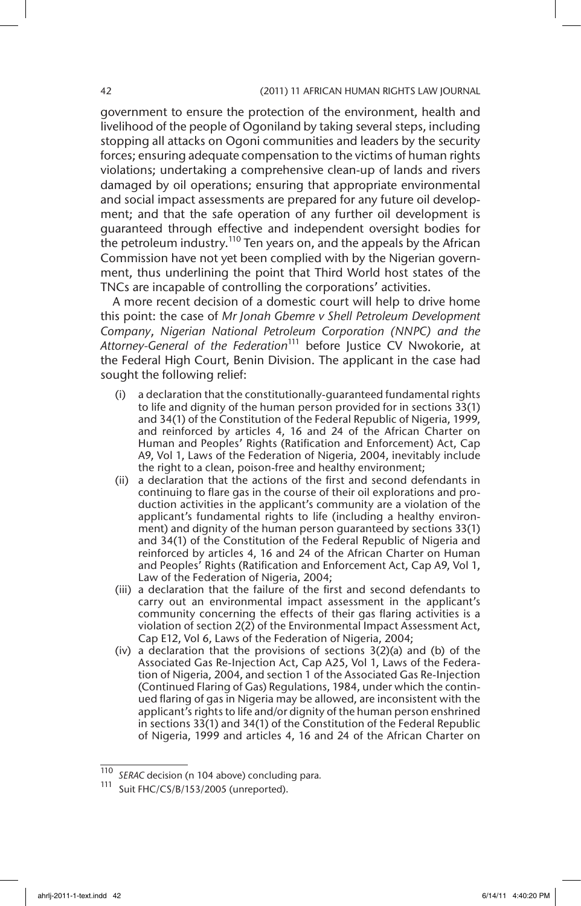government to ensure the protection of the environment, health and livelihood of the people of Ogoniland by taking several steps, including stopping all attacks on Ogoni communities and leaders by the security forces; ensuring adequate compensation to the victims of human rights violations; undertaking a comprehensive clean-up of lands and rivers damaged by oil operations; ensuring that appropriate environmental and social impact assessments are prepared for any future oil development; and that the safe operation of any further oil development is guaranteed through effective and independent oversight bodies for the petroleum industry.[110] Ten years on, and the appeals by the African Commission have not yet been complied with by the Nigerian government, thus underlining the point that Third World host states of the TNCs are incapable of controlling the corporations' activities.

A more recent decision of a domestic court will help to drive home this point: the case of *Mr Jonah Gbemre v Shell Petroleum Development Company, Nigerian National Petroleum Corporation (NNPC) and the Attorney-General of the Federation*[111] before Justice CV Nwokorie, at the Federal High Court, Benin Division. The applicant in the case had sought the following relief:

(i) a declaration that the constitutionally-guaranteed fundamental rights to life and dignity of the human person provided for in sections 33(1) and 34(1) of the Constitution of the Federal Republic of Nigeria, 1999, and reinforced by articles 4, 16 and 24 of the African Charter on Human and Peoples' Rights (Ratification and Enforcement) Act, Cap A9, Vol 1, Laws of the Federation of Nigeria, 2004, inevitably include the right to a clean, poison-free and healthy environment;

(ii) a declaration that the actions of the first and second defendants in continuing to flare gas in the course of their oil explorations and production activities in the applicant's community are a violation of the applicant's fundamental rights to life (including a healthy environment) and dignity of the human person guaranteed by sections 33(1) and 34(1) of the Constitution of the Federal Republic of Nigeria and reinforced by articles 4, 16 and 24 of the African Charter on Human and Peoples' Rights (Ratification and Enforcement Act, Cap A9, Vol 1, Law of the Federation of Nigeria, 2004;

(iii) a declaration that the failure of the first and second defendants to carry out an environmental impact assessment in the applicant's community concerning the effects of their gas flaring activities is a violation of section 2(2) of the Environmental Impact Assessment Act, Cap E12, Vol 6, Laws of the Federation of Nigeria, 2004;

(iv) a declaration that the provisions of sections 3(2)(a) and (b) of the Associated Gas Re-Injection Act, Cap A25, Vol 1, Laws of the Federation of Nigeria, 2004, and section 1 of the Associated Gas Re-Injection (Continued Flaring of Gas) Regulations, 1984, under which the continued flaring of gas in Nigeria may be allowed, are inconsistent with the applicant's rights to life and/or dignity of the human person enshrined in sections 33(1) and 34(1) of the Constitution of the Federal Republic of Nigeria, 1999 and articles 4, 16 and 24 of the African Charter on

---

[110] *SERAC* decision (n 104 above) concluding para.

[111] Suit FHC/CS/B/153/2005 (unreported).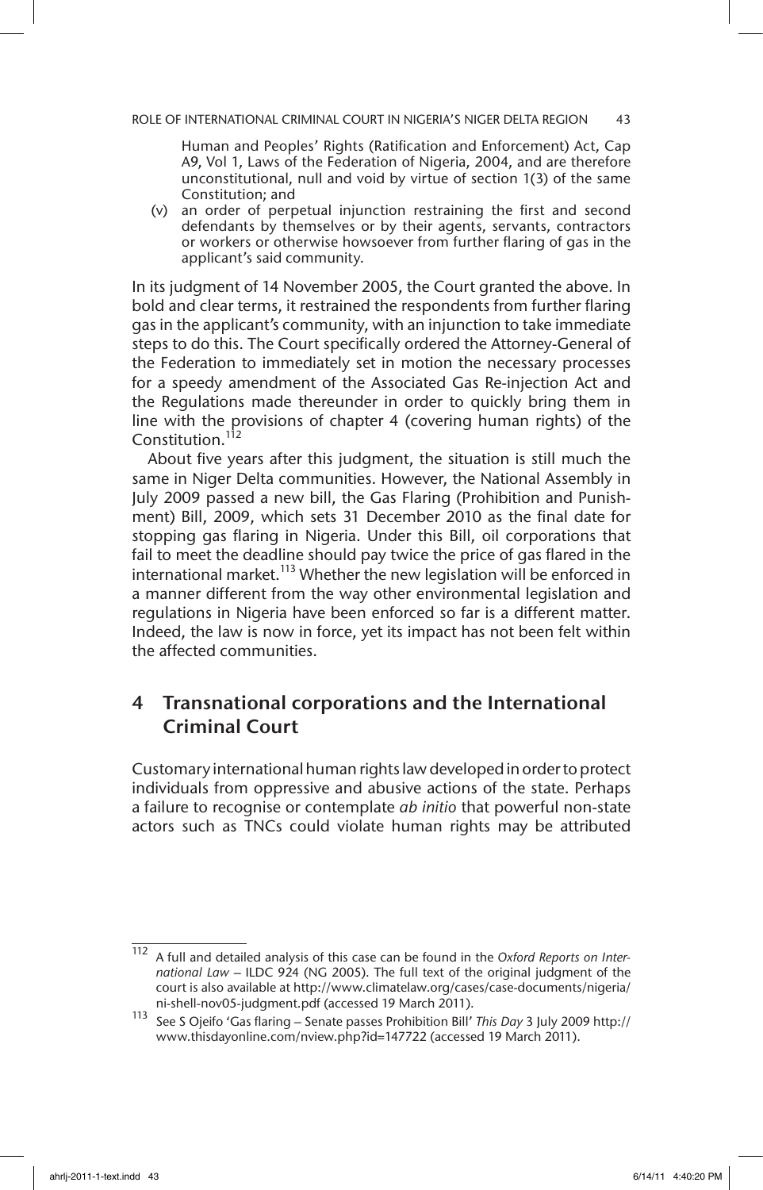Human and Peoples' Rights (Ratification and Enforcement) Act, Cap A9, Vol 1, Laws of the Federation of Nigeria, 2004, and are therefore unconstitutional, null and void by virtue of section 1(3) of the same Constitution; and

(v) an order of perpetual injunction restraining the first and second defendants by themselves or by their agents, servants, contractors or workers or otherwise howsoever from further flaring of gas in the applicant's said community.

In its judgment of 14 November 2005, the Court granted the above. In bold and clear terms, it restrained the respondents from further flaring gas in the applicant's community, with an injunction to take immediate steps to do this. The Court specifically ordered the Attorney-General of the Federation to immediately set in motion the necessary processes for a speedy amendment of the Associated Gas Re-injection Act and the Regulations made thereunder in order to quickly bring them in line with the provisions of chapter 4 (covering human rights) of the Constitution.[112]

About five years after this judgment, the situation is still much the same in Niger Delta communities. However, the National Assembly in July 2009 passed a new bill, the Gas Flaring (Prohibition and Punishment) Bill, 2009, which sets 31 December 2010 as the final date for stopping gas flaring in Nigeria. Under this Bill, oil corporations that fail to meet the deadline should pay twice the price of gas flared in the international market.[113] Whether the new legislation will be enforced in a manner different from the way other environmental legislation and regulations in Nigeria have been enforced so far is a different matter. Indeed, the law is now in force, yet its impact has not been felt within the affected communities.

## 4 Transnational corporations and the International Criminal Court

Customary international human rights law developed in order to protect individuals from oppressive and abusive actions of the state. Perhaps a failure to recognise or contemplate *ab initio* that powerful non-state actors such as TNCs could violate human rights may be attributed

---

[112] A full and detailed analysis of this case can be found in the *Oxford Reports on International Law* – ILDC 924 (NG 2005). The full text of the original judgment of the court is also available at http://www.climatelaw.org/cases/case-documents/nigeria/ni-shell-nov05-judgment.pdf (accessed 19 March 2011).

[113] See S Ojeifo 'Gas flaring – Senate passes Prohibition Bill' *This Day* 3 July 2009 http://www.thisdayonline.com/nview.php?id=147722 (accessed 19 March 2011).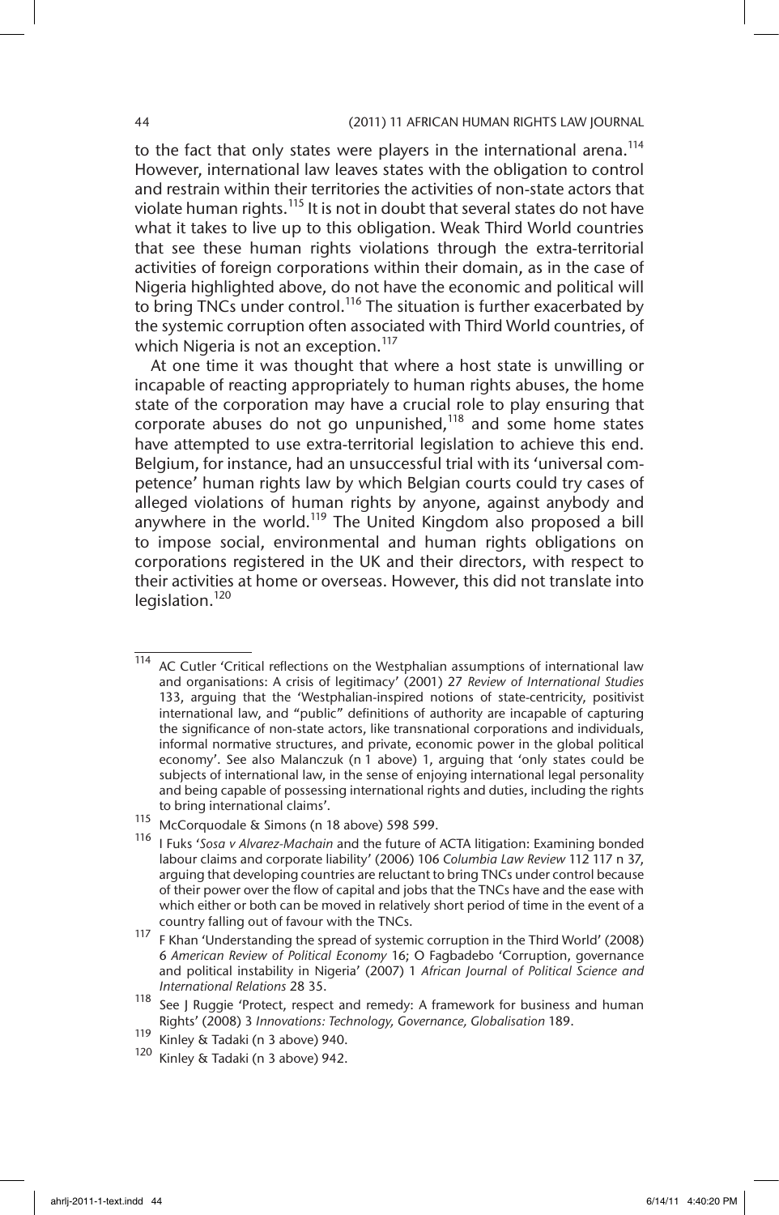to the fact that only states were players in the international arena.[114] However, international law leaves states with the obligation to control and restrain within their territories the activities of non-state actors that violate human rights.[115] It is not in doubt that several states do not have what it takes to live up to this obligation. Weak Third World countries that see these human rights violations through the extra-territorial activities of foreign corporations within their domain, as in the case of Nigeria highlighted above, do not have the economic and political will to bring TNCs under control.[116] The situation is further exacerbated by the systemic corruption often associated with Third World countries, of which Nigeria is not an exception.[117]

At one time it was thought that where a host state is unwilling or incapable of reacting appropriately to human rights abuses, the home state of the corporation may have a crucial role to play ensuring that corporate abuses do not go unpunished,[118] and some home states have attempted to use extra-territorial legislation to achieve this end. Belgium, for instance, had an unsuccessful trial with its 'universal competence' human rights law by which Belgian courts could try cases of alleged violations of human rights by anyone, against anybody and anywhere in the world.[119] The United Kingdom also proposed a bill to impose social, environmental and human rights obligations on corporations registered in the UK and their directors, with respect to their activities at home or overseas. However, this did not translate into legislation.[120]

---

[114] AC Cutler 'Critical reflections on the Westphalian assumptions of international law and organisations: A crisis of legitimacy' (2001) 27 *Review of International Studies* 133, arguing that the 'Westphalian-inspired notions of state-centricity, positivist international law, and "public" definitions of authority are incapable of capturing the significance of non-state actors, like transnational corporations and individuals, informal normative structures, and private, economic power in the global political economy'. See also Malanczuk (n 1 above) 1, arguing that 'only states could be subjects of international law, in the sense of enjoying international legal personality and being capable of possessing international rights and duties, including the rights to bring international claims'.

[115] McCorquodale & Simons (n 18 above) 598 599.

[116] I Fuks '*Sosa v Alvarez-Machain* and the future of ACTA litigation: Examining bonded labour claims and corporate liability' (2006) 106 *Columbia Law Review* 112 117 n 37, arguing that developing countries are reluctant to bring TNCs under control because of their power over the flow of capital and jobs that the TNCs have and the ease with which either or both can be moved in relatively short period of time in the event of a country falling out of favour with the TNCs.

[117] F Khan 'Understanding the spread of systemic corruption in the Third World' (2008) 6 *American Review of Political Economy* 16; O Fagbadebo 'Corruption, governance and political instability in Nigeria' (2007) 1 *African Journal of Political Science and International Relations* 28 35.

[118] See J Ruggie 'Protect, respect and remedy: A framework for business and human Rights' (2008) 3 *Innovations: Technology, Governance, Globalisation* 189.

[119] Kinley & Tadaki (n 3 above) 940.

[120] Kinley & Tadaki (n 3 above) 942.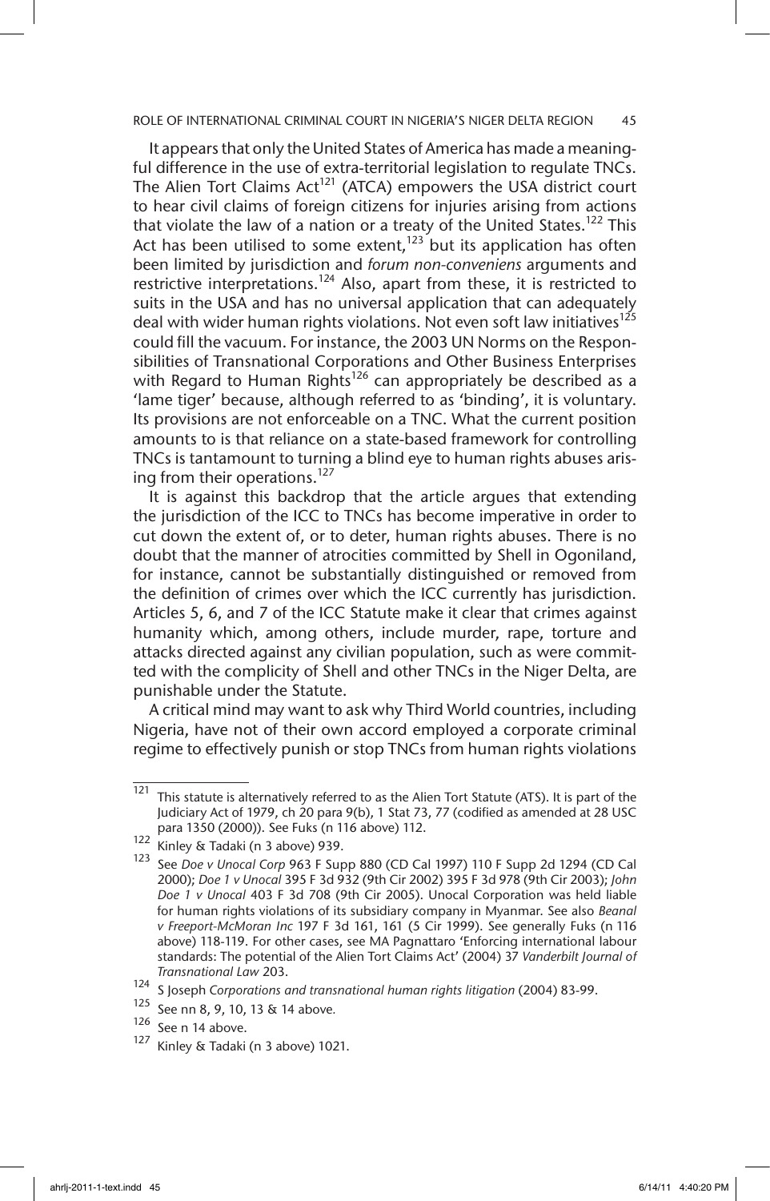It appears that only the United States of America has made a meaningful difference in the use of extra-territorial legislation to regulate TNCs. The Alien Tort Claims Act[121] (ATCA) empowers the USA district court to hear civil claims of foreign citizens for injuries arising from actions that violate the law of a nation or a treaty of the United States.[122] This Act has been utilised to some extent,[123] but its application has often been limited by jurisdiction and *forum non-conveniens* arguments and restrictive interpretations.[124] Also, apart from these, it is restricted to suits in the USA and has no universal application that can adequately deal with wider human rights violations. Not even soft law initiatives[125] could fill the vacuum. For instance, the 2003 UN Norms on the Responsibilities of Transnational Corporations and Other Business Enterprises with Regard to Human Rights[126] can appropriately be described as a 'lame tiger' because, although referred to as 'binding', it is voluntary. Its provisions are not enforceable on a TNC. What the current position amounts to is that reliance on a state-based framework for controlling TNCs is tantamount to turning a blind eye to human rights abuses arising from their operations.[127]

It is against this backdrop that the article argues that extending the jurisdiction of the ICC to TNCs has become imperative in order to cut down the extent of, or to deter, human rights abuses. There is no doubt that the manner of atrocities committed by Shell in Ogoniland, for instance, cannot be substantially distinguished or removed from the definition of crimes over which the ICC currently has jurisdiction. Articles 5, 6, and 7 of the ICC Statute make it clear that crimes against humanity which, among others, include murder, rape, torture and attacks directed against any civilian population, such as were committed with the complicity of Shell and other TNCs in the Niger Delta, are punishable under the Statute.

A critical mind may want to ask why Third World countries, including Nigeria, have not of their own accord employed a corporate criminal regime to effectively punish or stop TNCs from human rights violations

---

[121] This statute is alternatively referred to as the Alien Tort Statute (ATS). It is part of the Judiciary Act of 1979, ch 20 para 9(b), 1 Stat 73, 77 (codified as amended at 28 USC para 1350 (2000)). See Fuks (n 116 above) 112.

[122] Kinley & Tadaki (n 3 above) 939.

[123] See *Doe v Unocal Corp* 963 F Supp 880 (CD Cal 1997) 110 F Supp 2d 1294 (CD Cal 2000); *Doe 1 v Unocal* 395 F 3d 932 (9th Cir 2002) 395 F 3d 978 (9th Cir 2003); *John Doe 1 v Unocal* 403 F 3d 708 (9th Cir 2005). Unocal Corporation was held liable for human rights violations of its subsidiary company in Myanmar. See also *Beanal v Freeport-McMoran Inc* 197 F 3d 161, 161 (5 Cir 1999). See generally Fuks (n 116 above) 118-119. For other cases, see MA Pagnattaro 'Enforcing international labour standards: The potential of the Alien Tort Claims Act' (2004) 37 *Vanderbilt Journal of Transnational Law* 203.

[124] S Joseph *Corporations and transnational human rights litigation* (2004) 83-99.

[125] See nn 8, 9, 10, 13 & 14 above.

[126] See n 14 above.

[127] Kinley & Tadaki (n 3 above) 1021.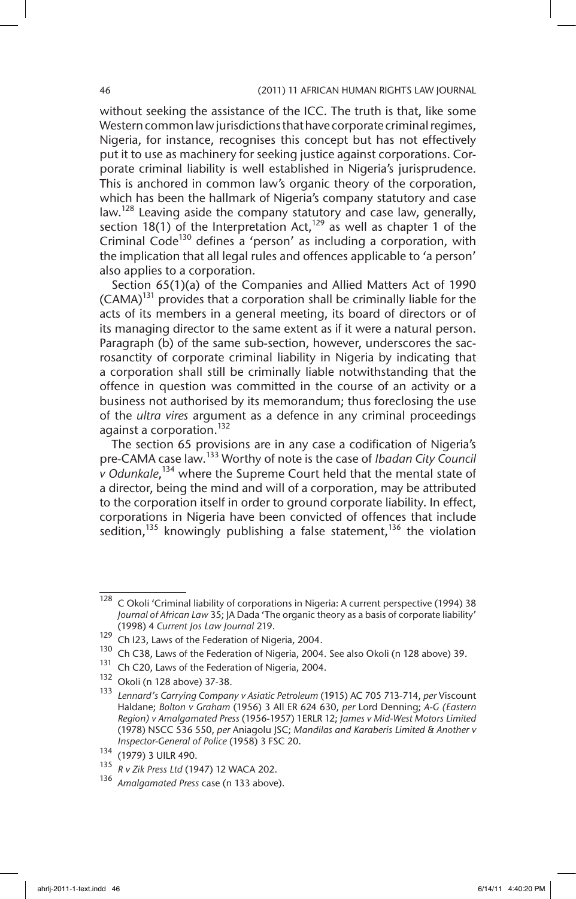without seeking the assistance of the ICC. The truth is that, like some Western common law jurisdictions that have corporate criminal regimes, Nigeria, for instance, recognises this concept but has not effectively put it to use as machinery for seeking justice against corporations. Corporate criminal liability is well established in Nigeria's jurisprudence. This is anchored in common law's organic theory of the corporation, which has been the hallmark of Nigeria's company statutory and case law.[128] Leaving aside the company statutory and case law, generally, section 18(1) of the Interpretation Act,[129] as well as chapter 1 of the Criminal Code[130] defines a 'person' as including a corporation, with the implication that all legal rules and offences applicable to 'a person' also applies to a corporation.

Section 65(1)(a) of the Companies and Allied Matters Act of 1990 (CAMA)[131] provides that a corporation shall be criminally liable for the acts of its members in a general meeting, its board of directors or of its managing director to the same extent as if it were a natural person. Paragraph (b) of the same sub-section, however, underscores the sacrosanctity of corporate criminal liability in Nigeria by indicating that a corporation shall still be criminally liable notwithstanding that the offence in question was committed in the course of an activity or a business not authorised by its memorandum; thus foreclosing the use of the *ultra vires* argument as a defence in any criminal proceedings against a corporation.[132]

The section 65 provisions are in any case a codification of Nigeria's pre-CAMA case law.[133] Worthy of note is the case of *Ibadan City Council v Odunkale*,[134] where the Supreme Court held that the mental state of a director, being the mind and will of a corporation, may be attributed to the corporation itself in order to ground corporate liability. In effect, corporations in Nigeria have been convicted of offences that include sedition,[135] knowingly publishing a false statement,[136] the violation

---

[128] C Okoli 'Criminal liability of corporations in Nigeria: A current perspective (1994) 38 *Journal of African Law* 35; JA Dada 'The organic theory as a basis of corporate liability' (1998) 4 *Current Jos Law Journal* 219.

[129] Ch I23, Laws of the Federation of Nigeria, 2004.

[130] Ch C38, Laws of the Federation of Nigeria, 2004. See also Okoli (n 128 above) 39.

[131] Ch C20, Laws of the Federation of Nigeria, 2004.

[132] Okoli (n 128 above) 37-38.

[133] *Lennard's Carrying Company v Asiatic Petroleum* (1915) AC 705 713-714, *per* Viscount Haldane; *Bolton v Graham* (1956) 3 All ER 624 630, *per* Lord Denning; *A-G (Eastern Region) v Amalgamated Press* (1956-1957) 1ERLR 12; *James v Mid-West Motors Limited* (1978) NSCC 536 550, *per* Aniagolu JSC; *Mandilas and Karaberis Limited & Another v Inspector-General of Police* (1958) 3 FSC 20.

[134] (1979) 3 UILR 490.

[135] *R v Zik Press Ltd* (1947) 12 WACA 202.

[136] *Amalgamated Press* case (n 133 above).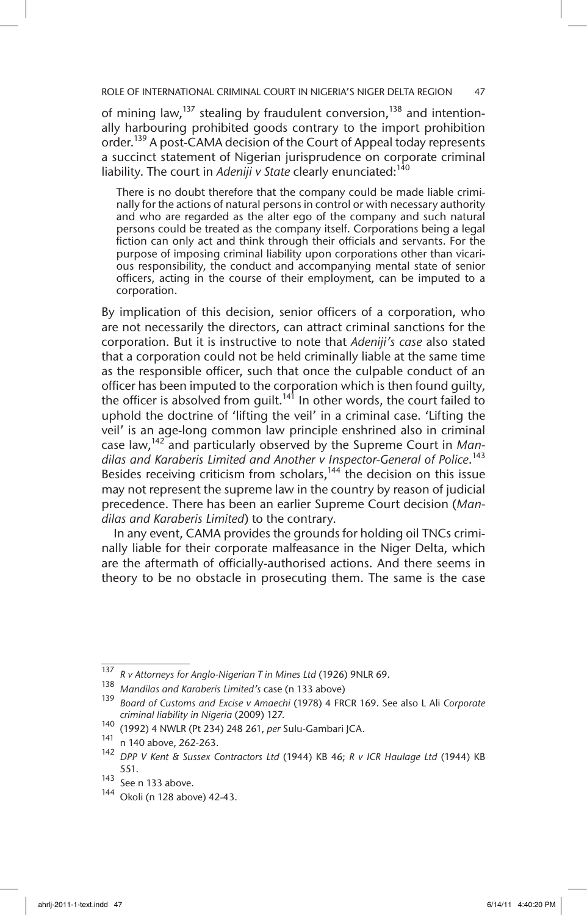of mining law,[137] stealing by fraudulent conversion,[138] and intentionally harbouring prohibited goods contrary to the import prohibition order.[139] A post-CAMA decision of the Court of Appeal today represents a succinct statement of Nigerian jurisprudence on corporate criminal liability. The court in *Adeniji v State* clearly enunciated:[140]

> There is no doubt therefore that the company could be made liable criminally for the actions of natural persons in control or with necessary authority and who are regarded as the alter ego of the company and such natural persons could be treated as the company itself. Corporations being a legal fiction can only act and think through their officials and servants. For the purpose of imposing criminal liability upon corporations other than vicarious responsibility, the conduct and accompanying mental state of senior officers, acting in the course of their employment, can be imputed to a corporation.

By implication of this decision, senior officers of a corporation, who are not necessarily the directors, can attract criminal sanctions for the corporation. But it is instructive to note that *Adeniji's case* also stated that a corporation could not be held criminally liable at the same time as the responsible officer, such that once the culpable conduct of an officer has been imputed to the corporation which is then found guilty, the officer is absolved from guilt.[141] In other words, the court failed to uphold the doctrine of 'lifting the veil' in a criminal case. 'Lifting the veil' is an age-long common law principle enshrined also in criminal case law,[142] and particularly observed by the Supreme Court in *Mandilas and Karaberis Limited and Another v Inspector-General of Police*.[143] Besides receiving criticism from scholars,[144] the decision on this issue may not represent the supreme law in the country by reason of judicial precedence. There has been an earlier Supreme Court decision (*Mandilas and Karaberis Limited*) to the contrary.

In any event, CAMA provides the grounds for holding oil TNCs criminally liable for their corporate malfeasance in the Niger Delta, which are the aftermath of officially-authorised actions. And there seems in theory to be no obstacle in prosecuting them. The same is the case

---

[137] *R v Attorneys for Anglo-Nigerian T in Mines Ltd* (1926) 9NLR 69.

[138] *Mandilas and Karaberis Limited's* case (n 133 above)

[139] *Board of Customs and Excise v Amaechi* (1978) 4 FRCR 169. See also L Ali *Corporate criminal liability in Nigeria* (2009) 127.

[140] (1992) 4 NWLR (Pt 234) 248 261, *per* Sulu-Gambari JCA.

[141] n 140 above, 262-263.

[142] *DPP V Kent & Sussex Contractors Ltd* (1944) KB 46; *R v ICR Haulage Ltd* (1944) KB 551.

[143] See n 133 above.

[144] Okoli (n 128 above) 42-43.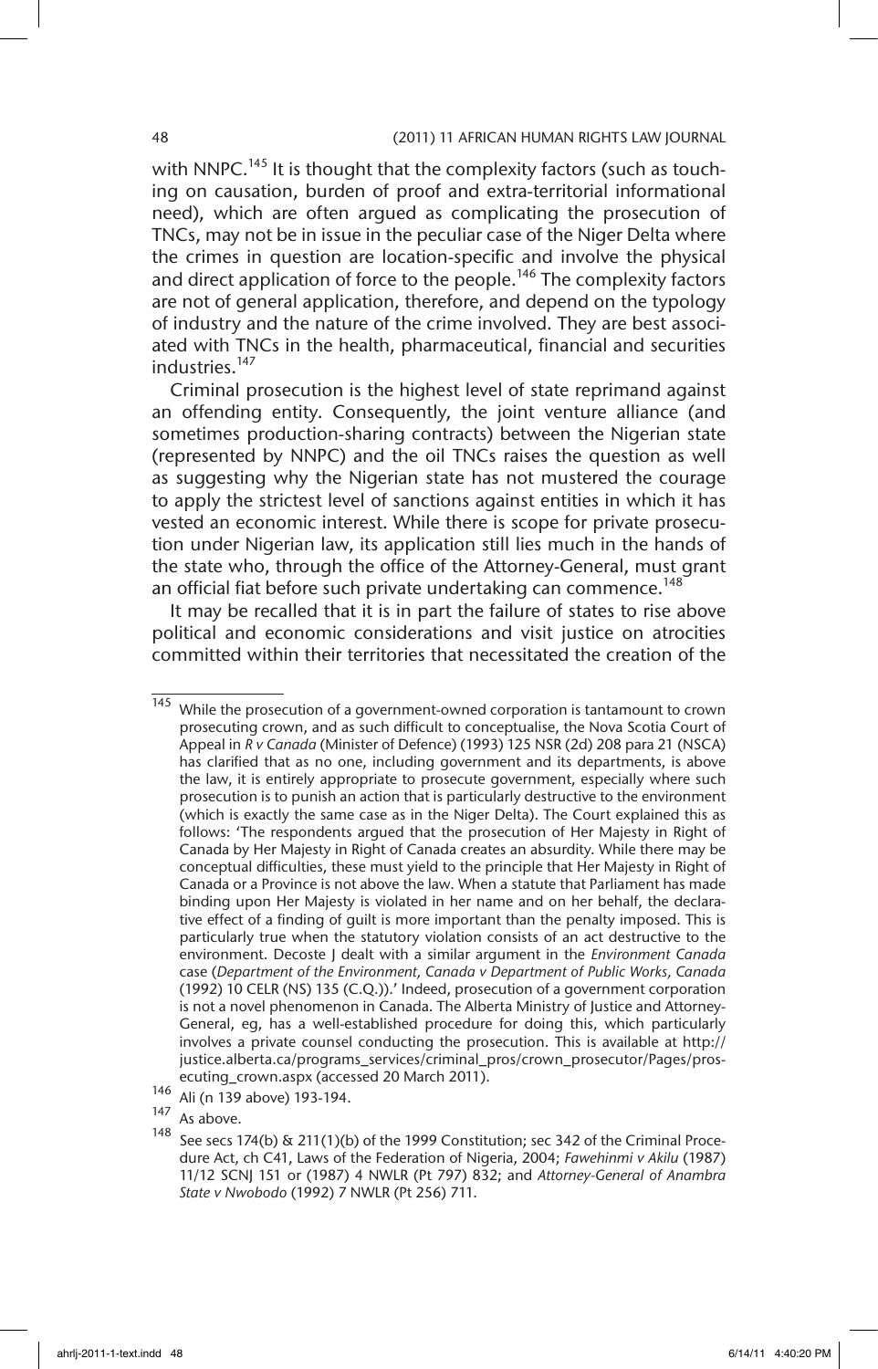with NNPC.[145] It is thought that the complexity factors (such as touching on causation, burden of proof and extra-territorial informational need), which are often argued as complicating the prosecution of TNCs, may not be in issue in the peculiar case of the Niger Delta where the crimes in question are location-specific and involve the physical and direct application of force to the people.[146] The complexity factors are not of general application, therefore, and depend on the typology of industry and the nature of the crime involved. They are best associated with TNCs in the health, pharmaceutical, financial and securities industries.[147]

Criminal prosecution is the highest level of state reprimand against an offending entity. Consequently, the joint venture alliance (and sometimes production-sharing contracts) between the Nigerian state (represented by NNPC) and the oil TNCs raises the question as well as suggesting why the Nigerian state has not mustered the courage to apply the strictest level of sanctions against entities in which it has vested an economic interest. While there is scope for private prosecution under Nigerian law, its application still lies much in the hands of the state who, through the office of the Attorney-General, must grant an official fiat before such private undertaking can commence.[148]

It may be recalled that it is in part the failure of states to rise above political and economic considerations and visit justice on atrocities committed within their territories that necessitated the creation of the

---

145 While the prosecution of a government-owned corporation is tantamount to crown prosecuting crown, and as such difficult to conceptualise, the Nova Scotia Court of Appeal in *R v Canada* (Minister of Defence) (1993) 125 NSR (2d) 208 para 21 (NSCA) has clarified that as no one, including government and its departments, is above the law, it is entirely appropriate to prosecute government, especially where such prosecution is to punish an action that is particularly destructive to the environment (which is exactly the same case as in the Niger Delta). The Court explained this as follows: 'The respondents argued that the prosecution of Her Majesty in Right of Canada by Her Majesty in Right of Canada creates an absurdity. While there may be conceptual difficulties, these must yield to the principle that Her Majesty in Right of Canada or a Province is not above the law. When a statute that Parliament has made binding upon Her Majesty is violated in her name and on her behalf, the declarative effect of a finding of guilt is more important than the penalty imposed. This is particularly true when the statutory violation consists of an act destructive to the environment. Decoste J dealt with a similar argument in the *Environment Canada* case (*Department of the Environment, Canada v Department of Public Works, Canada* (1992) 10 CELR (NS) 135 (C.Q.)).' Indeed, prosecution of a government corporation is not a novel phenomenon in Canada. The Alberta Ministry of Justice and Attorney-General, eg, has a well-established procedure for doing this, which particularly involves a private counsel conducting the prosecution. This is available at http://justice.alberta.ca/programs_services/criminal_pros/crown_prosecutor/Pages/prosecuting_crown.aspx (accessed 20 March 2011).

146 Ali (n 139 above) 193-194.

147 As above.

148 See secs 174(b) & 211(1)(b) of the 1999 Constitution; sec 342 of the Criminal Procedure Act, ch C41, Laws of the Federation of Nigeria, 2004; *Fawehinmi v Akilu* (1987) 11/12 SCNJ 151 or (1987) 4 NWLR (Pt 797) 832; and *Attorney-General of Anambra State v Nwobodo* (1992) 7 NWLR (Pt 256) 711.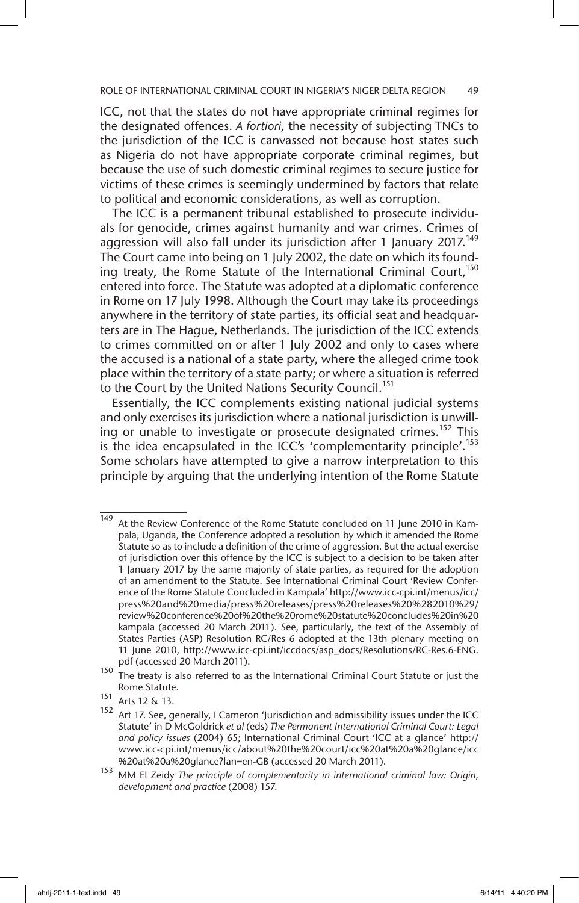ICC, not that the states do not have appropriate criminal regimes for the designated offences. *A fortiori,* the necessity of subjecting TNCs to the jurisdiction of the ICC is canvassed not because host states such as Nigeria do not have appropriate corporate criminal regimes, but because the use of such domestic criminal regimes to secure justice for victims of these crimes is seemingly undermined by factors that relate to political and economic considerations, as well as corruption.

The ICC is a permanent tribunal established to prosecute individuals for genocide, crimes against humanity and war crimes. Crimes of aggression will also fall under its jurisdiction after 1 January 2017.[149] The Court came into being on 1 July 2002, the date on which its founding treaty, the Rome Statute of the International Criminal Court,[150] entered into force. The Statute was adopted at a diplomatic conference in Rome on 17 July 1998. Although the Court may take its proceedings anywhere in the territory of state parties, its official seat and headquarters are in The Hague, Netherlands. The jurisdiction of the ICC extends to crimes committed on or after 1 July 2002 and only to cases where the accused is a national of a state party, where the alleged crime took place within the territory of a state party; or where a situation is referred to the Court by the United Nations Security Council.[151]

Essentially, the ICC complements existing national judicial systems and only exercises its jurisdiction where a national jurisdiction is unwilling or unable to investigate or prosecute designated crimes.[152] This is the idea encapsulated in the ICC's 'complementarity principle'.[153] Some scholars have attempted to give a narrow interpretation to this principle by arguing that the underlying intention of the Rome Statute

---

[149] At the Review Conference of the Rome Statute concluded on 11 June 2010 in Kampala, Uganda, the Conference adopted a resolution by which it amended the Rome Statute so as to include a definition of the crime of aggression. But the actual exercise of jurisdiction over this offence by the ICC is subject to a decision to be taken after 1 January 2017 by the same majority of state parties, as required for the adoption of an amendment to the Statute. See International Criminal Court 'Review Conference of the Rome Statute Concluded in Kampala' http://www.icc-cpi.int/menus/icc/press%20and%20media/press%20releases/press%20releases%20%282010%29/review%20conference%20of%20the%20rome%20statute%20concludes%20in%20kampala (accessed 20 March 2011). See, particularly, the text of the Assembly of States Parties (ASP) Resolution RC/Res 6 adopted at the 13th plenary meeting on 11 June 2010, http://www.icc-cpi.int/iccdocs/asp_docs/Resolutions/RC-Res.6-ENG.pdf (accessed 20 March 2011).

[150] The treaty is also referred to as the International Criminal Court Statute or just the Rome Statute.

[151] Arts 12 & 13.

[152] Art 17. See, generally, I Cameron 'Jurisdiction and admissibility issues under the ICC Statute' in D McGoldrick *et al* (eds) *The Permanent International Criminal Court: Legal and policy issues* (2004) 65; International Criminal Court 'ICC at a glance' http://www.icc-cpi.int/menus/icc/about%20the%20court/icc%20at%20a%20glance/icc%20at%20a%20glance?lan=en-GB (accessed 20 March 2011).

[153] MM El Zeidy *The principle of complementarity in international criminal law: Origin, development and practice* (2008) 157.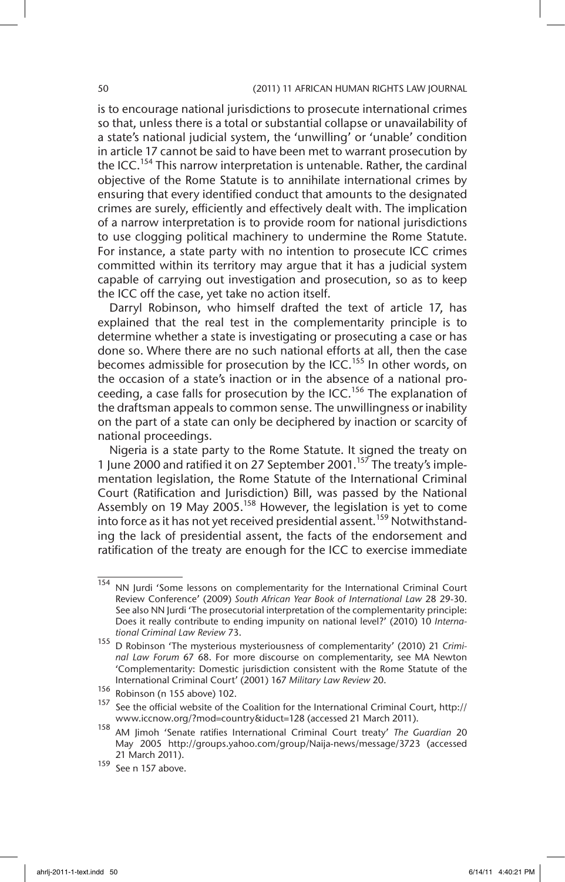is to encourage national jurisdictions to prosecute international crimes so that, unless there is a total or substantial collapse or unavailability of a state's national judicial system, the 'unwilling' or 'unable' condition in article 17 cannot be said to have been met to warrant prosecution by the ICC.[154] This narrow interpretation is untenable. Rather, the cardinal objective of the Rome Statute is to annihilate international crimes by ensuring that every identified conduct that amounts to the designated crimes are surely, efficiently and effectively dealt with. The implication of a narrow interpretation is to provide room for national jurisdictions to use clogging political machinery to undermine the Rome Statute. For instance, a state party with no intention to prosecute ICC crimes committed within its territory may argue that it has a judicial system capable of carrying out investigation and prosecution, so as to keep the ICC off the case, yet take no action itself.

Darryl Robinson, who himself drafted the text of article 17, has explained that the real test in the complementarity principle is to determine whether a state is investigating or prosecuting a case or has done so. Where there are no such national efforts at all, then the case becomes admissible for prosecution by the ICC.[155] In other words, on the occasion of a state's inaction or in the absence of a national proceeding, a case falls for prosecution by the ICC.[156] The explanation of the draftsman appeals to common sense. The unwillingness or inability on the part of a state can only be deciphered by inaction or scarcity of national proceedings.

Nigeria is a state party to the Rome Statute. It signed the treaty on 1 June 2000 and ratified it on 27 September 2001.[157] The treaty's implementation legislation, the Rome Statute of the International Criminal Court (Ratification and Jurisdiction) Bill, was passed by the National Assembly on 19 May 2005.[158] However, the legislation is yet to come into force as it has not yet received presidential assent.[159] Notwithstanding the lack of presidential assent, the facts of the endorsement and ratification of the treaty are enough for the ICC to exercise immediate

---

[154] NN Jurdi 'Some lessons on complementarity for the International Criminal Court Review Conference' (2009) *South African Year Book of International Law* 28 29-30. See also NN Jurdi 'The prosecutorial interpretation of the complementarity principle: Does it really contribute to ending impunity on national level?' (2010) 10 *International Criminal Law Review* 73.

[155] D Robinson 'The mysterious mysteriousness of complementarity' (2010) 21 *Criminal Law Forum* 67 68. For more discourse on complementarity, see MA Newton 'Complementarity: Domestic jurisdiction consistent with the Rome Statute of the International Criminal Court' (2001) 167 *Military Law Review* 20.

[156] Robinson (n 155 above) 102.

[157] See the official website of the Coalition for the International Criminal Court, http://www.iccnow.org/?mod=country&iduct=128 (accessed 21 March 2011).

[158] AM Jimoh 'Senate ratifies International Criminal Court treaty' *The Guardian* 20 May 2005 http://groups.yahoo.com/group/Naija-news/message/3723 (accessed 21 March 2011).

[159] See n 157 above.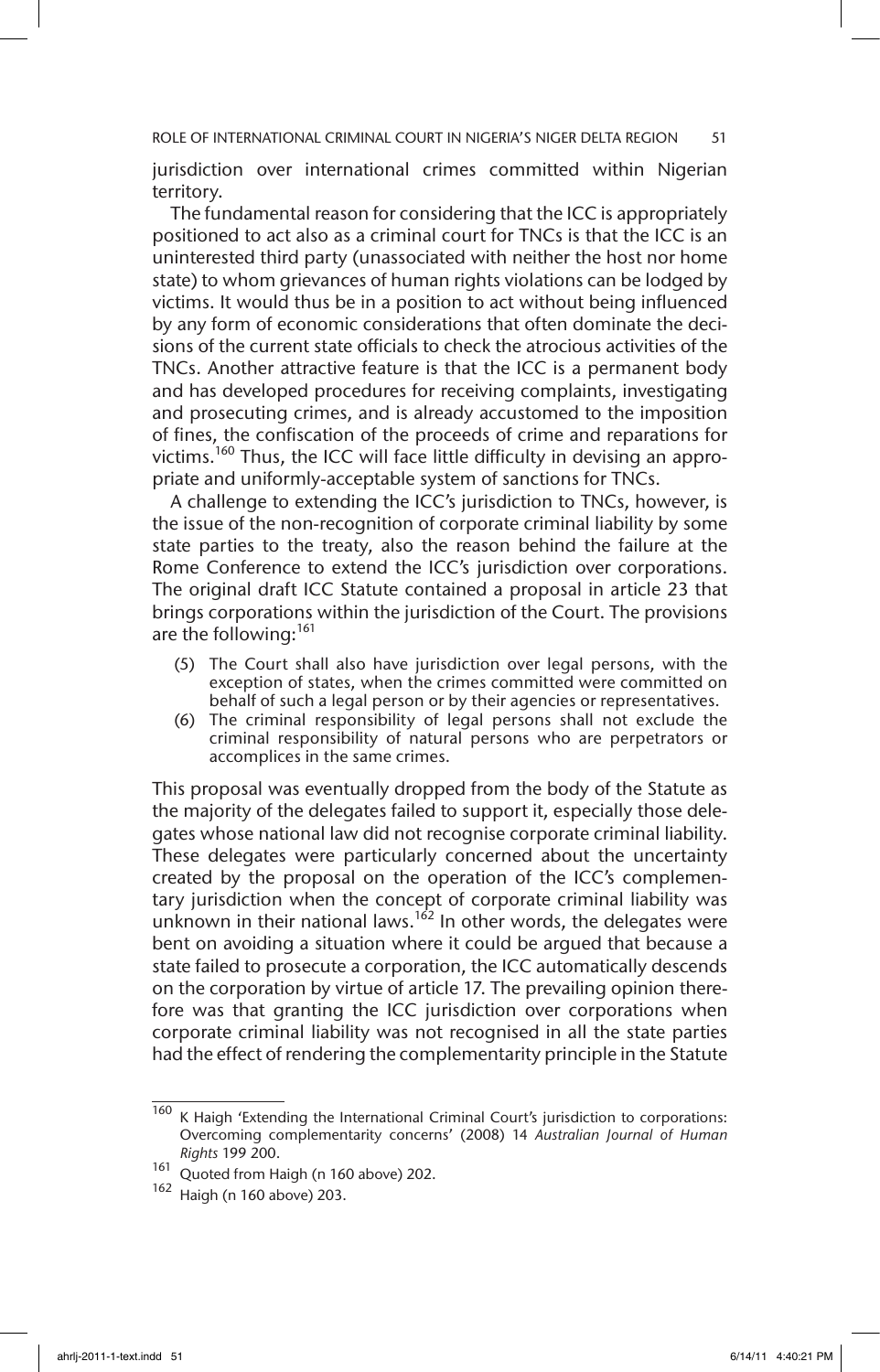jurisdiction over international crimes committed within Nigerian territory.

The fundamental reason for considering that the ICC is appropriately positioned to act also as a criminal court for TNCs is that the ICC is an uninterested third party (unassociated with neither the host nor home state) to whom grievances of human rights violations can be lodged by victims. It would thus be in a position to act without being influenced by any form of economic considerations that often dominate the decisions of the current state officials to check the atrocious activities of the TNCs. Another attractive feature is that the ICC is a permanent body and has developed procedures for receiving complaints, investigating and prosecuting crimes, and is already accustomed to the imposition of fines, the confiscation of the proceeds of crime and reparations for victims.[160] Thus, the ICC will face little difficulty in devising an appropriate and uniformly-acceptable system of sanctions for TNCs.

A challenge to extending the ICC's jurisdiction to TNCs, however, is the issue of the non-recognition of corporate criminal liability by some state parties to the treaty, also the reason behind the failure at the Rome Conference to extend the ICC's jurisdiction over corporations. The original draft ICC Statute contained a proposal in article 23 that brings corporations within the jurisdiction of the Court. The provisions are the following:[161]

> (5) The Court shall also have jurisdiction over legal persons, with the exception of states, when the crimes committed were committed on behalf of such a legal person or by their agencies or representatives.
>
> (6) The criminal responsibility of legal persons shall not exclude the criminal responsibility of natural persons who are perpetrators or accomplices in the same crimes.

This proposal was eventually dropped from the body of the Statute as the majority of the delegates failed to support it, especially those delegates whose national law did not recognise corporate criminal liability. These delegates were particularly concerned about the uncertainty created by the proposal on the operation of the ICC's complementary jurisdiction when the concept of corporate criminal liability was unknown in their national laws.[162] In other words, the delegates were bent on avoiding a situation where it could be argued that because a state failed to prosecute a corporation, the ICC automatically descends on the corporation by virtue of article 17. The prevailing opinion therefore was that granting the ICC jurisdiction over corporations when corporate criminal liability was not recognised in all the state parties had the effect of rendering the complementarity principle in the Statute

---

[160] K Haigh 'Extending the International Criminal Court's jurisdiction to corporations: Overcoming complementarity concerns' (2008) 14 *Australian Journal of Human Rights* 199 200.

[161] Quoted from Haigh (n 160 above) 202.

[162] Haigh (n 160 above) 203.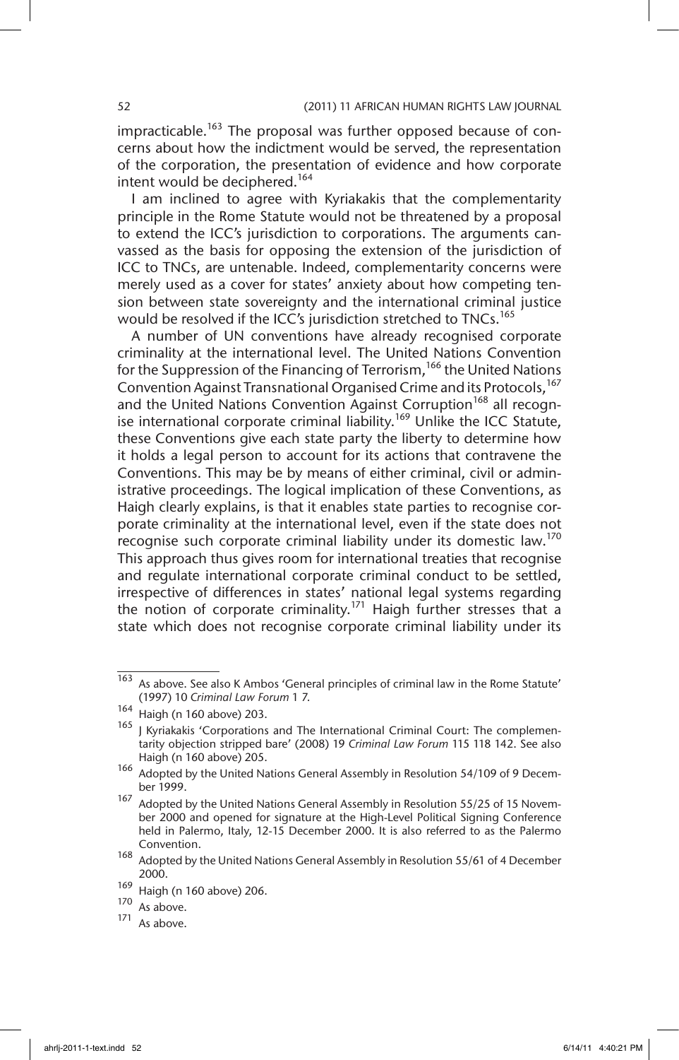impracticable.[163] The proposal was further opposed because of concerns about how the indictment would be served, the representation of the corporation, the presentation of evidence and how corporate intent would be deciphered.[164]

I am inclined to agree with Kyriakakis that the complementarity principle in the Rome Statute would not be threatened by a proposal to extend the ICC's jurisdiction to corporations. The arguments canvassed as the basis for opposing the extension of the jurisdiction of ICC to TNCs, are untenable. Indeed, complementarity concerns were merely used as a cover for states' anxiety about how competing tension between state sovereignty and the international criminal justice would be resolved if the ICC's jurisdiction stretched to TNCs.[165]

A number of UN conventions have already recognised corporate criminality at the international level. The United Nations Convention for the Suppression of the Financing of Terrorism,[166] the United Nations Convention Against Transnational Organised Crime and its Protocols,[167] and the United Nations Convention Against Corruption[168] all recognise international corporate criminal liability.[169] Unlike the ICC Statute, these Conventions give each state party the liberty to determine how it holds a legal person to account for its actions that contravene the Conventions. This may be by means of either criminal, civil or administrative proceedings. The logical implication of these Conventions, as Haigh clearly explains, is that it enables state parties to recognise corporate criminality at the international level, even if the state does not recognise such corporate criminal liability under its domestic law.[170] This approach thus gives room for international treaties that recognise and regulate international corporate criminal conduct to be settled, irrespective of differences in states' national legal systems regarding the notion of corporate criminality.[171] Haigh further stresses that a state which does not recognise corporate criminal liability under its

---

[163] As above. See also K Ambos 'General principles of criminal law in the Rome Statute' (1997) 10 *Criminal Law Forum* 1 7.

[164] Haigh (n 160 above) 203.

[165] J Kyriakakis 'Corporations and The International Criminal Court: The complementarity objection stripped bare' (2008) 19 *Criminal Law Forum* 115 118 142. See also Haigh (n 160 above) 205.

[166] Adopted by the United Nations General Assembly in Resolution 54/109 of 9 December 1999.

[167] Adopted by the United Nations General Assembly in Resolution 55/25 of 15 November 2000 and opened for signature at the High-Level Political Signing Conference held in Palermo, Italy, 12-15 December 2000. It is also referred to as the Palermo Convention.

[168] Adopted by the United Nations General Assembly in Resolution 55/61 of 4 December 2000.

[169] Haigh (n 160 above) 206.

[170] As above.

[171] As above.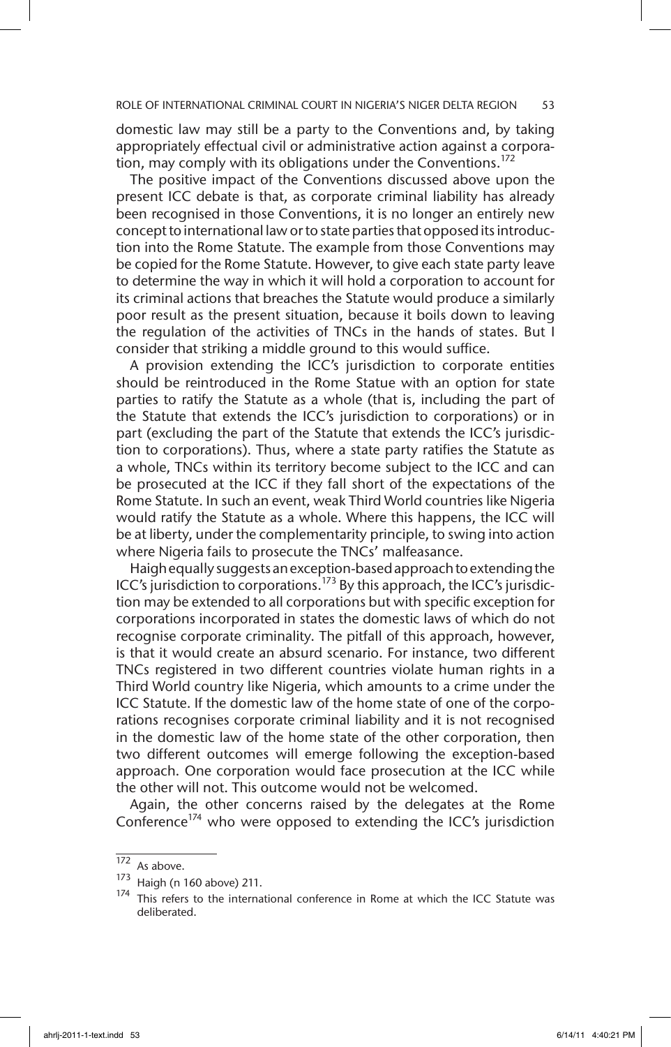domestic law may still be a party to the Conventions and, by taking appropriately effectual civil or administrative action against a corporation, may comply with its obligations under the Conventions.[172]

The positive impact of the Conventions discussed above upon the present ICC debate is that, as corporate criminal liability has already been recognised in those Conventions, it is no longer an entirely new concept to international law or to state parties that opposed its introduction into the Rome Statute. The example from those Conventions may be copied for the Rome Statute. However, to give each state party leave to determine the way in which it will hold a corporation to account for its criminal actions that breaches the Statute would produce a similarly poor result as the present situation, because it boils down to leaving the regulation of the activities of TNCs in the hands of states. But I consider that striking a middle ground to this would suffice.

A provision extending the ICC's jurisdiction to corporate entities should be reintroduced in the Rome Statue with an option for state parties to ratify the Statute as a whole (that is, including the part of the Statute that extends the ICC's jurisdiction to corporations) or in part (excluding the part of the Statute that extends the ICC's jurisdiction to corporations). Thus, where a state party ratifies the Statute as a whole, TNCs within its territory become subject to the ICC and can be prosecuted at the ICC if they fall short of the expectations of the Rome Statute. In such an event, weak Third World countries like Nigeria would ratify the Statute as a whole. Where this happens, the ICC will be at liberty, under the complementarity principle, to swing into action where Nigeria fails to prosecute the TNCs' malfeasance.

Haigh equally suggests an exception-based approach to extending the ICC's jurisdiction to corporations.[173] By this approach, the ICC's jurisdiction may be extended to all corporations but with specific exception for corporations incorporated in states the domestic laws of which do not recognise corporate criminality. The pitfall of this approach, however, is that it would create an absurd scenario. For instance, two different TNCs registered in two different countries violate human rights in a Third World country like Nigeria, which amounts to a crime under the ICC Statute. If the domestic law of the home state of one of the corporations recognises corporate criminal liability and it is not recognised in the domestic law of the home state of the other corporation, then two different outcomes will emerge following the exception-based approach. One corporation would face prosecution at the ICC while the other will not. This outcome would not be welcomed.

Again, the other concerns raised by the delegates at the Rome Conference[174] who were opposed to extending the ICC's jurisdiction

---

[172] As above.

[173] Haigh (n 160 above) 211.

[174] This refers to the international conference in Rome at which the ICC Statute was deliberated.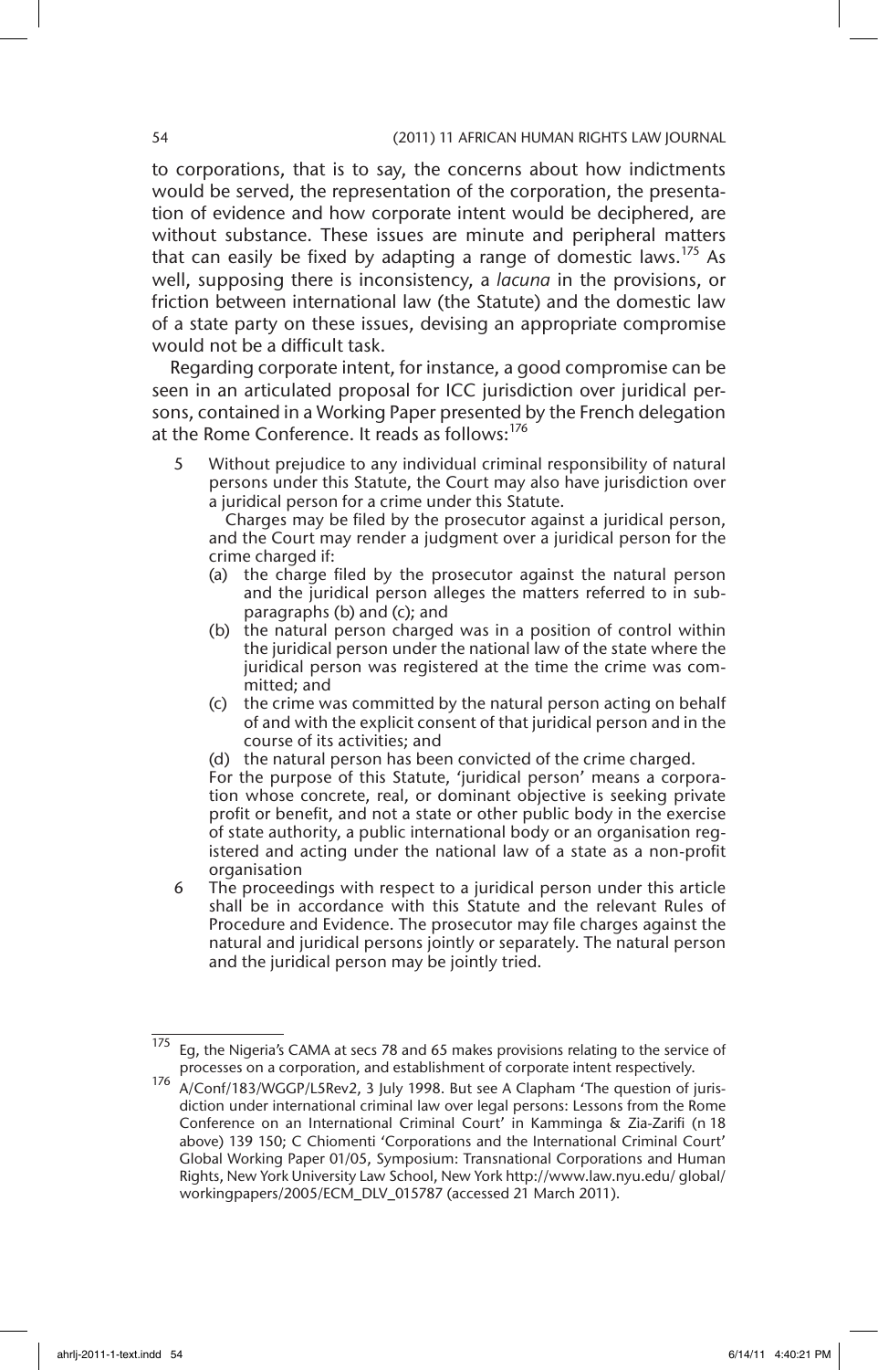to corporations, that is to say, the concerns about how indictments would be served, the representation of the corporation, the presentation of evidence and how corporate intent would be deciphered, are without substance. These issues are minute and peripheral matters that can easily be fixed by adapting a range of domestic laws.[175] As well, supposing there is inconsistency, a *lacuna* in the provisions, or friction between international law (the Statute) and the domestic law of a state party on these issues, devising an appropriate compromise would not be a difficult task.

Regarding corporate intent, for instance, a good compromise can be seen in an articulated proposal for ICC jurisdiction over juridical persons, contained in a Working Paper presented by the French delegation at the Rome Conference. It reads as follows:[176]

> 5 Without prejudice to any individual criminal responsibility of natural persons under this Statute, the Court may also have jurisdiction over a juridical person for a crime under this Statute.
>
> Charges may be filed by the prosecutor against a juridical person, and the Court may render a judgment over a juridical person for the crime charged if:
>
> (a) the charge filed by the prosecutor against the natural person and the juridical person alleges the matters referred to in subparagraphs (b) and (c); and
>
> (b) the natural person charged was in a position of control within the juridical person under the national law of the state where the juridical person was registered at the time the crime was committed; and
>
> (c) the crime was committed by the natural person acting on behalf of and with the explicit consent of that juridical person and in the course of its activities; and
>
> (d) the natural person has been convicted of the crime charged.
>
> For the purpose of this Statute, 'juridical person' means a corporation whose concrete, real, or dominant objective is seeking private profit or benefit, and not a state or other public body in the exercise of state authority, a public international body or an organisation registered and acting under the national law of a state as a non-profit organisation
>
> 6 The proceedings with respect to a juridical person under this article shall be in accordance with this Statute and the relevant Rules of Procedure and Evidence. The prosecutor may file charges against the natural and juridical persons jointly or separately. The natural person and the juridical person may be jointly tried.

---

[175] Eg, the Nigeria's CAMA at secs 78 and 65 makes provisions relating to the service of processes on a corporation, and establishment of corporate intent respectively.

[176] A/Conf/183/WGGP/L5Rev2, 3 July 1998. But see A Clapham 'The question of jurisdiction under international criminal law over legal persons: Lessons from the Rome Conference on an International Criminal Court' in Kamminga & Zia-Zarifi (n 18 above) 139 150; C Chiomenti 'Corporations and the International Criminal Court' Global Working Paper 01/05, Symposium: Transnational Corporations and Human Rights, New York University Law School, New York http://www.law.nyu.edu/ global/ workingpapers/2005/ECM_DLV_015787 (accessed 21 March 2011).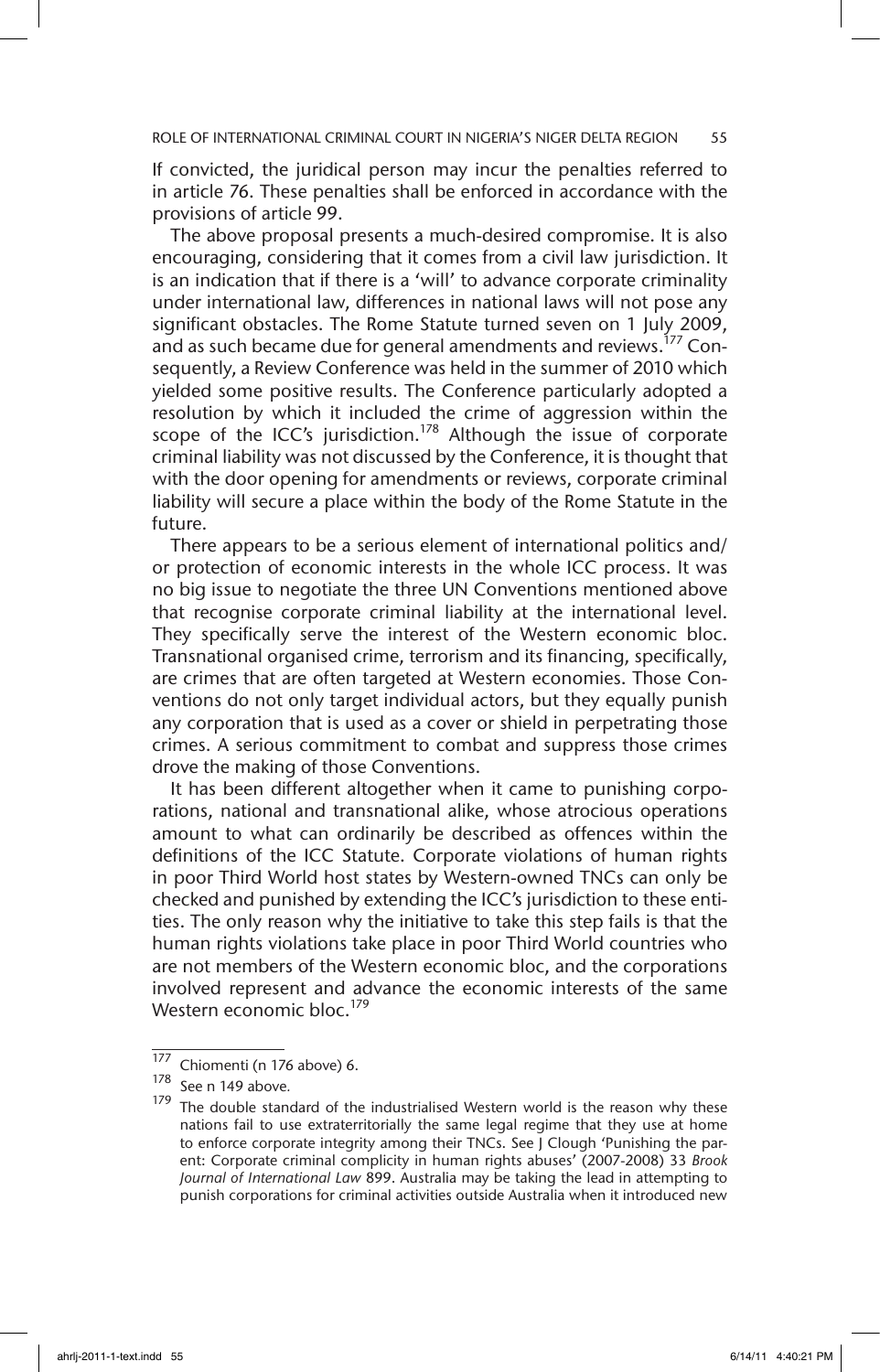If convicted, the juridical person may incur the penalties referred to in article 76. These penalties shall be enforced in accordance with the provisions of article 99.

The above proposal presents a much-desired compromise. It is also encouraging, considering that it comes from a civil law jurisdiction. It is an indication that if there is a 'will' to advance corporate criminality under international law, differences in national laws will not pose any significant obstacles. The Rome Statute turned seven on 1 July 2009, and as such became due for general amendments and reviews.[177] Consequently, a Review Conference was held in the summer of 2010 which yielded some positive results. The Conference particularly adopted a resolution by which it included the crime of aggression within the scope of the ICC's jurisdiction.[178] Although the issue of corporate criminal liability was not discussed by the Conference, it is thought that with the door opening for amendments or reviews, corporate criminal liability will secure a place within the body of the Rome Statute in the future.

There appears to be a serious element of international politics and/or protection of economic interests in the whole ICC process. It was no big issue to negotiate the three UN Conventions mentioned above that recognise corporate criminal liability at the international level. They specifically serve the interest of the Western economic bloc. Transnational organised crime, terrorism and its financing, specifically, are crimes that are often targeted at Western economies. Those Conventions do not only target individual actors, but they equally punish any corporation that is used as a cover or shield in perpetrating those crimes. A serious commitment to combat and suppress those crimes drove the making of those Conventions.

It has been different altogether when it came to punishing corporations, national and transnational alike, whose atrocious operations amount to what can ordinarily be described as offences within the definitions of the ICC Statute. Corporate violations of human rights in poor Third World host states by Western-owned TNCs can only be checked and punished by extending the ICC's jurisdiction to these entities. The only reason why the initiative to take this step fails is that the human rights violations take place in poor Third World countries who are not members of the Western economic bloc, and the corporations involved represent and advance the economic interests of the same Western economic bloc.[179]

---

[177] Chiomenti (n 176 above) 6.

[178] See n 149 above.

[179] The double standard of the industrialised Western world is the reason why these nations fail to use extraterritorially the same legal regime that they use at home to enforce corporate integrity among their TNCs. See J Clough 'Punishing the parent: Corporate criminal complicity in human rights abuses' (2007-2008) 33 *Brook Journal of International Law* 899. Australia may be taking the lead in attempting to punish corporations for criminal activities outside Australia when it introduced new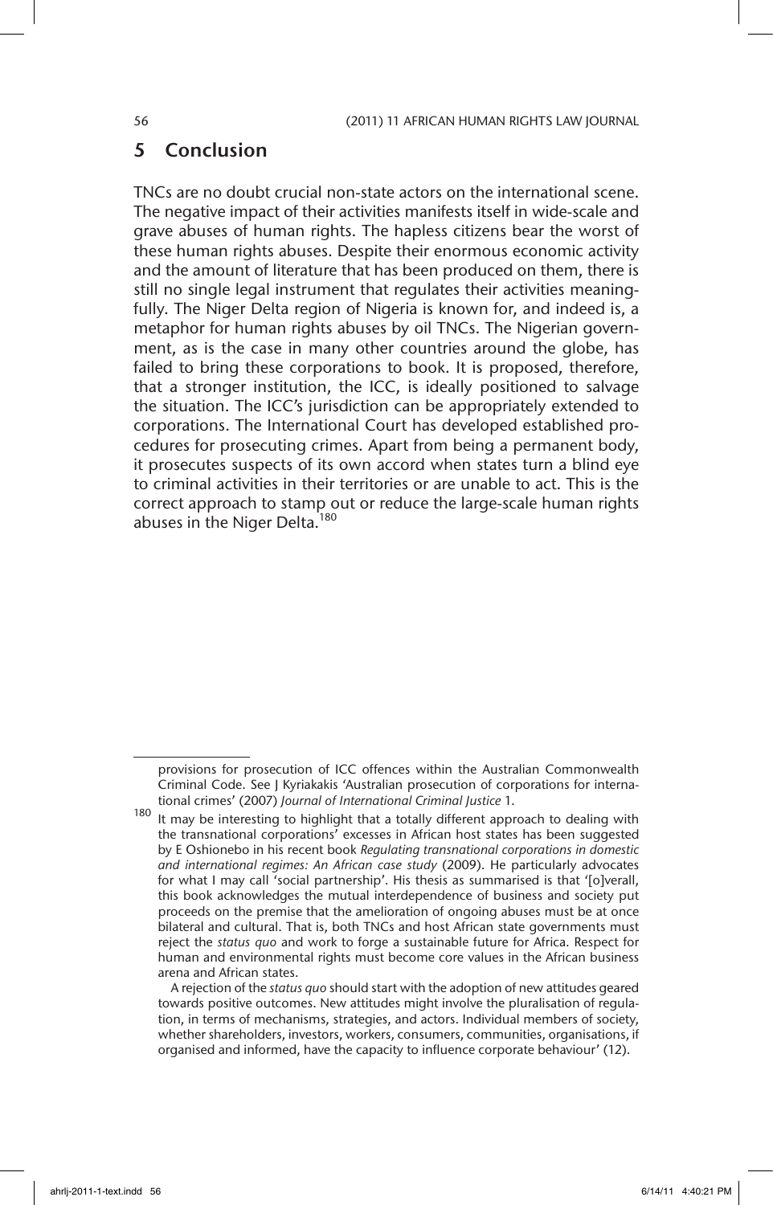## 5 Conclusion

TNCs are no doubt crucial non-state actors on the international scene. The negative impact of their activities manifests itself in wide-scale and grave abuses of human rights. The hapless citizens bear the worst of these human rights abuses. Despite their enormous economic activity and the amount of literature that has been produced on them, there is still no single legal instrument that regulates their activities meaningfully. The Niger Delta region of Nigeria is known for, and indeed is, a metaphor for human rights abuses by oil TNCs. The Nigerian government, as is the case in many other countries around the globe, has failed to bring these corporations to book. It is proposed, therefore, that a stronger institution, the ICC, is ideally positioned to salvage the situation. The ICC's jurisdiction can be appropriately extended to corporations. The International Court has developed established procedures for prosecuting crimes. Apart from being a permanent body, it prosecutes suspects of its own accord when states turn a blind eye to criminal activities in their territories or are unable to act. This is the correct approach to stamp out or reduce the large-scale human rights abuses in the Niger Delta.[180]

---

provisions for prosecution of ICC offences within the Australian Commonwealth Criminal Code. See J Kyriakakis 'Australian prosecution of corporations for international crimes' (2007) *Journal of International Criminal Justice* 1.

180 It may be interesting to highlight that a totally different approach to dealing with the transnational corporations' excesses in African host states has been suggested by E Oshionebo in his recent book *Regulating transnational corporations in domestic and international regimes: An African case study* (2009). He particularly advocates for what I may call 'social partnership'. His thesis as summarised is that '[o]verall, this book acknowledges the mutual interdependence of business and society put proceeds on the premise that the amelioration of ongoing abuses must be at once bilateral and cultural. That is, both TNCs and host African state governments must reject the *status quo* and work to forge a sustainable future for Africa. Respect for human and environmental rights must become core values in the African business arena and African states.

A rejection of the *status quo* should start with the adoption of new attitudes geared towards positive outcomes. New attitudes might involve the pluralisation of regulation, in terms of mechanisms, strategies, and actors. Individual members of society, whether shareholders, investors, workers, consumers, communities, organisations, if organised and informed, have the capacity to influence corporate behaviour' (12).